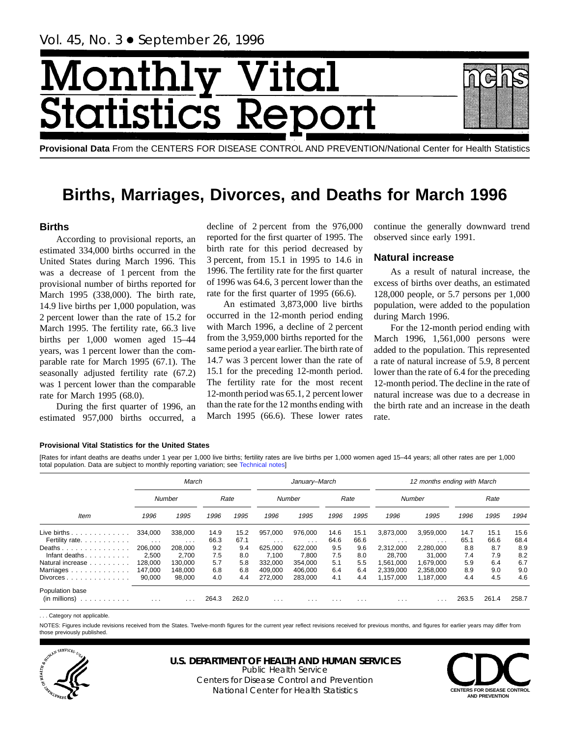# Monthly Vital Statistics Report

**Provisional Data** From the CENTERS FOR DISEASE CONTROL AND PREVENTION/National Center for Health Statistics

# Births, Marriages, Divorces, and Deaths for March 1996

## Births

According to provisional reports, an estimated 334,000 births occurred in the United States during March 1996. This was a decrease of 1 percent from the provisional number of births reported for March 1995 (338,000). The birth rate, 14.9 live births per 1,000 population, was 2 percent lower than the rate of 15.2 for March 1995. The fertility rate, 66.3 live births per 1,000 women aged 15–44 years, was 1 percent lower than the comparable rate for March 1995 (67.1). The seasonally adjusted fertility rate (67.2) was 1 percent lower than the comparable rate for March 1995 (68.0).

During the first quarter of 1996, an estimated 957,000 births occurred, a decline of 2 percent from the 976,000 reported for the first quarter of 1995. The birth rate for this period decreased by 3 percent, from 15.1 in 1995 to 14.6 in 1996. The fertility rate for the first quarter of 1996 was 64.6, 3 percent lower than the rate for the first quarter of 1995 (66.6).

An estimated 3,873,000 live births occurred in the 12-month period ending with March 1996, a decline of 2 percent from the 3,959,000 births reported for the same period a year earlier. The birth rate of 14.7 was 3 percent lower than the rate of 15.1 for the preceding 12-month period. The fertility rate for the most recent 12-month period was 65.1, 2 percent lower than the rate for the 12 months ending with March 1995 (66.6). These lower rates continue the generally downward trend observed since early 1991.

## Natural increase

As a result of natural increase, the excess of births over deaths, an estimated 128,000 people, or 5.7 persons per 1,000 population, were added to the population during March 1996.

For the 12-month period ending with March 1996, 1,561,000 persons were added to the population. This represented a rate of natural increase of 5.9, 8 percent lower than the rate of 6.4 for the preceding 12-month period. The decline in the rate of natural increase was due to a decrease in the birth rate and an increase in the death rate.

**Provisional Vital Statistics for the United States**

[Rates for infant deaths are deaths under 1 year per 1,000 live births; fertility rates are live births per 1,000 women aged 15–44 years; all other rates are per 1,000 total population. Data are subject to monthly reporting variation; see Technical notes]

| Item | March | | | | January–March | | | | 12 months ending with March | | | | |
|---|---|---|---|---|---|---|---|---|---|---|---|---|---|
| | Number | | Rate | | Number | | Rate | | Number | | Rate | | |
| | 1996 | 1995 | 1996 | 1995 | 1996 | 1995 | 1996 | 1995 | 1996 | 1995 | 1996 | 1995 | 1994 |
| Live births | 334,000 | 338,000 | 14.9 | 15.2 | 957,000 | 976,000 | 14.6 | 15.1 | 3,873,000 | 3,959,000 | 14.7 | 15.1 | 15.6 |
| Fertility rate | . . . | . . . | 66.3 | 67.1 | . . . | . . . | 64.6 | 66.6 | . . . | . . . | 65.1 | 66.6 | 68.4 |
| Deaths | 206,000 | 208,000 | 9.2 | 9.4 | 625,000 | 622,000 | 9.5 | 9.6 | 2,312,000 | 2,280,000 | 8.8 | 8.7 | 8.9 |
| Infant deaths | 2,500 | 2,700 | 7.5 | 8.0 | 7,100 | 7,800 | 7.5 | 8.0 | 28,700 | 31,000 | 7.4 | 7.9 | 8.2 |
| Natural increase | 128,000 | 130,000 | 5.7 | 5.8 | 332,000 | 354,000 | 5.1 | 5.5 | 1,561,000 | 1,679,000 | 5.9 | 6.4 | 6.7 |
| Marriages | 147,000 | 148,000 | 6.8 | 6.8 | 409,000 | 406,000 | 6.4 | 6.4 | 2,339,000 | 2,358,000 | 8.9 | 9.0 | 9.0 |
| Divorces | 90,000 | 98,000 | 4.0 | 4.4 | 272,000 | 283,000 | 4.1 | 4.4 | 1,157,000 | 1,187,000 | 4.4 | 4.5 | 4.6 |
| Population base (in millions) | . . . | . . . | 264.3 | 262.0 | . . . | . . . | . . . | . . . | . . . | . . . | 263.5 | 261.4 | 258.7 |

. . . Category not applicable.

NOTES: Figures include revisions received from the States. Twelve-month figures for the current year reflect revisions received for previous months, and figures for earlier years may differ from those previously published.

**U.S. DEPARTMENT OF HEALTH AND HUMAN SERVICES**
Public Health Service
Centers for Disease Control and Prevention
National Center for Health Statistics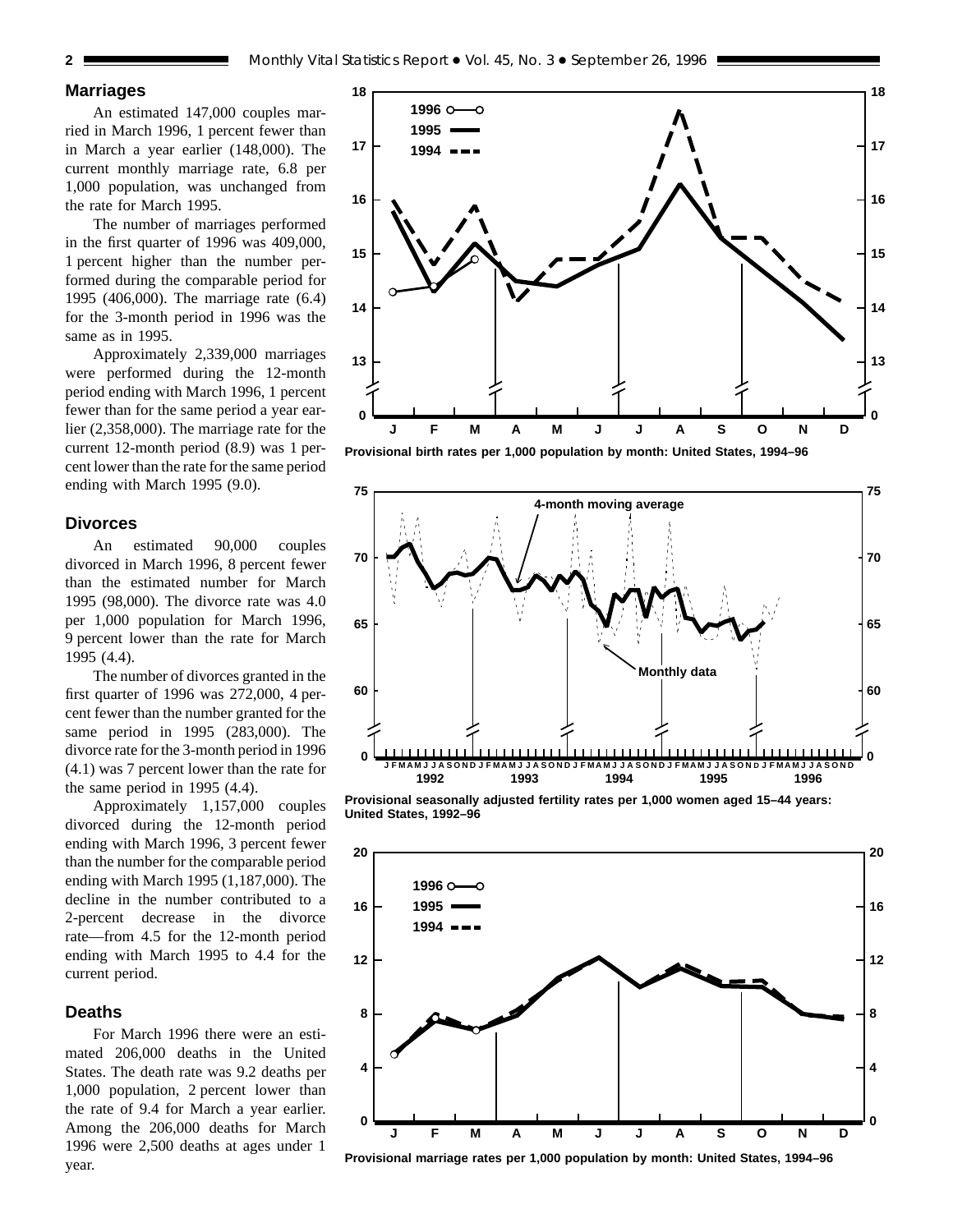## Marriages

An estimated 147,000 couples married in March 1996, 1 percent fewer than in March a year earlier (148,000). The current monthly marriage rate, 6.8 per 1,000 population, was unchanged from the rate for March 1995.

The number of marriages performed in the first quarter of 1996 was 409,000, 1 percent higher than the number performed during the comparable period for 1995 (406,000). The marriage rate (6.4) for the 3-month period in 1996 was the same as in 1995.

Approximately 2,339,000 marriages were performed during the 12-month period ending with March 1996, 1 percent fewer than for the same period a year earlier (2,358,000). The marriage rate for the current 12-month period (8.9) was 1 percent lower than the rate for the same period ending with March 1995 (9.0).

## Divorces

An estimated 90,000 couples divorced in March 1996, 8 percent fewer than the estimated number for March 1995 (98,000). The divorce rate was 4.0 per 1,000 population for March 1996, 9 percent lower than the rate for March 1995 (4.4).

The number of divorces granted in the first quarter of 1996 was 272,000, 4 percent fewer than the number granted for the same period in 1995 (283,000). The divorce rate for the 3-month period in 1996 (4.1) was 7 percent lower than the rate for the same period in 1995 (4.4).

Approximately 1,157,000 couples divorced during the 12-month period ending with March 1996, 3 percent fewer than the number for the comparable period ending with March 1995 (1,187,000). The decline in the number contributed to a 2-percent decrease in the divorce rate—from 4.5 for the 12-month period ending with March 1995 to 4.4 for the current period.

## Deaths

For March 1996 there were an estimated 206,000 deaths in the United States. The death rate was 9.2 deaths per 1,000 population, 2 percent lower than the rate of 9.4 for March a year earlier. Among the 206,000 deaths for March 1996 were 2,500 deaths at ages under 1 year.

**Provisional birth rates per 1,000 population by month: United States, 1994–96**

**Provisional seasonally adjusted fertility rates per 1,000 women aged 15–44 years: United States, 1992–96**

**Provisional marriage rates per 1,000 population by month: United States, 1994–96**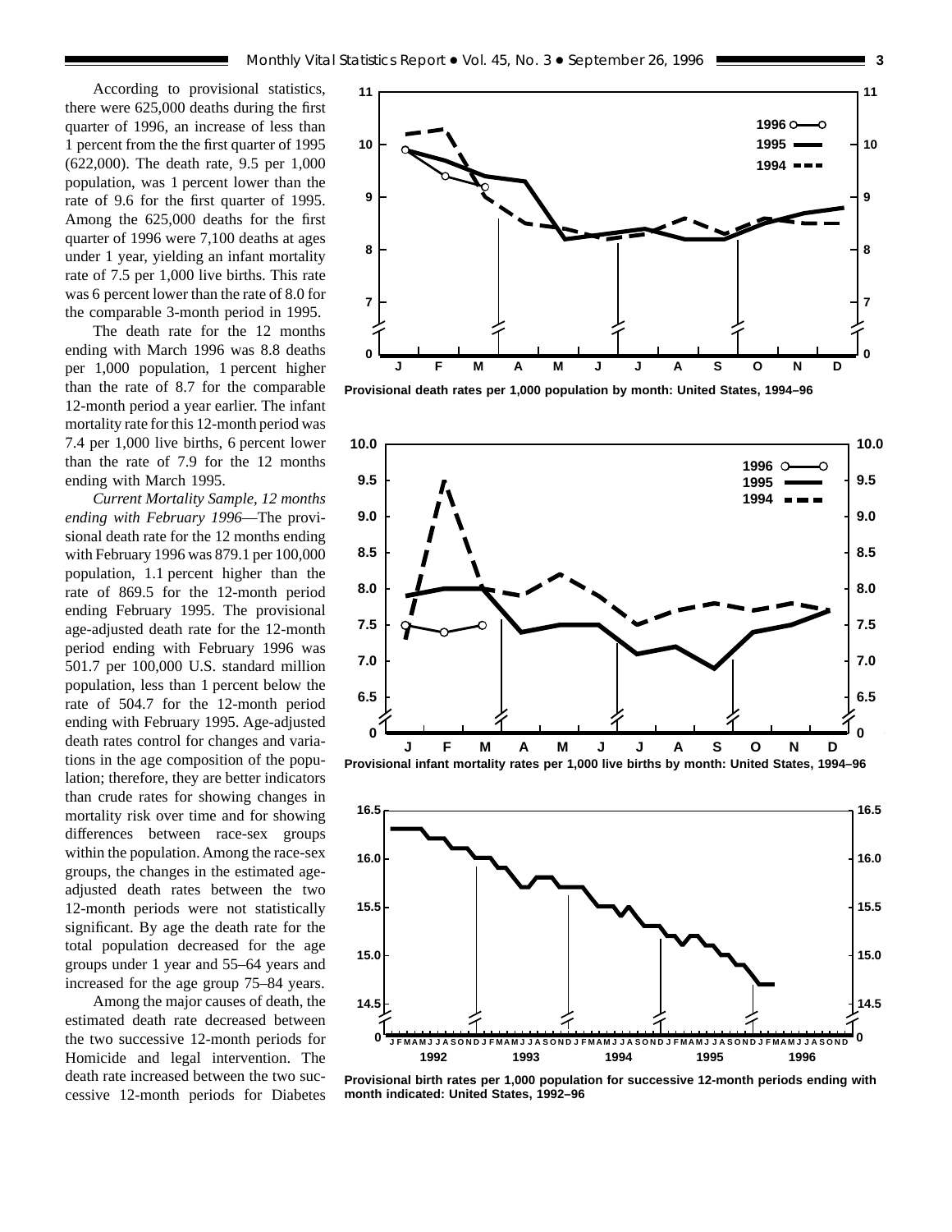According to provisional statistics, there were 625,000 deaths during the first quarter of 1996, an increase of less than 1 percent from the the first quarter of 1995 (622,000). The death rate, 9.5 per 1,000 population, was 1 percent lower than the rate of 9.6 for the first quarter of 1995. Among the 625,000 deaths for the first quarter of 1996 were 7,100 deaths at ages under 1 year, yielding an infant mortality rate of 7.5 per 1,000 live births. This rate was 6 percent lower than the rate of 8.0 for the comparable 3-month period in 1995.

The death rate for the 12 months ending with March 1996 was 8.8 deaths per 1,000 population, 1 percent higher than the rate of 8.7 for the comparable 12-month period a year earlier. The infant mortality rate for this 12-month period was 7.4 per 1,000 live births, 6 percent lower than the rate of 7.9 for the 12 months ending with March 1995.

*Current Mortality Sample, 12 months ending with February 1996*—The provisional death rate for the 12 months ending with February 1996 was 879.1 per 100,000 population, 1.1 percent higher than the rate of 869.5 for the 12-month period ending February 1995. The provisional age-adjusted death rate for the 12-month period ending with February 1996 was 501.7 per 100,000 U.S. standard million population, less than 1 percent below the rate of 504.7 for the 12-month period ending with February 1995. Age-adjusted death rates control for changes and variations in the age composition of the population; therefore, they are better indicators than crude rates for showing changes in mortality risk over time and for showing differences between race-sex groups within the population. Among the race-sex groups, the changes in the estimated age-adjusted death rates between the two 12-month periods were not statistically significant. By age the death rate for the total population decreased for the age groups under 1 year and 55–64 years and increased for the age group 75–84 years.

Among the major causes of death, the estimated death rate decreased between the two successive 12-month periods for Homicide and legal intervention. The death rate increased between the two successive 12-month periods for Diabetes

**Provisional death rates per 1,000 population by month: United States, 1994–96**

**Provisional infant mortality rates per 1,000 live births by month: United States, 1994–96**

**Provisional birth rates per 1,000 population for successive 12-month periods ending with month indicated: United States, 1992–96**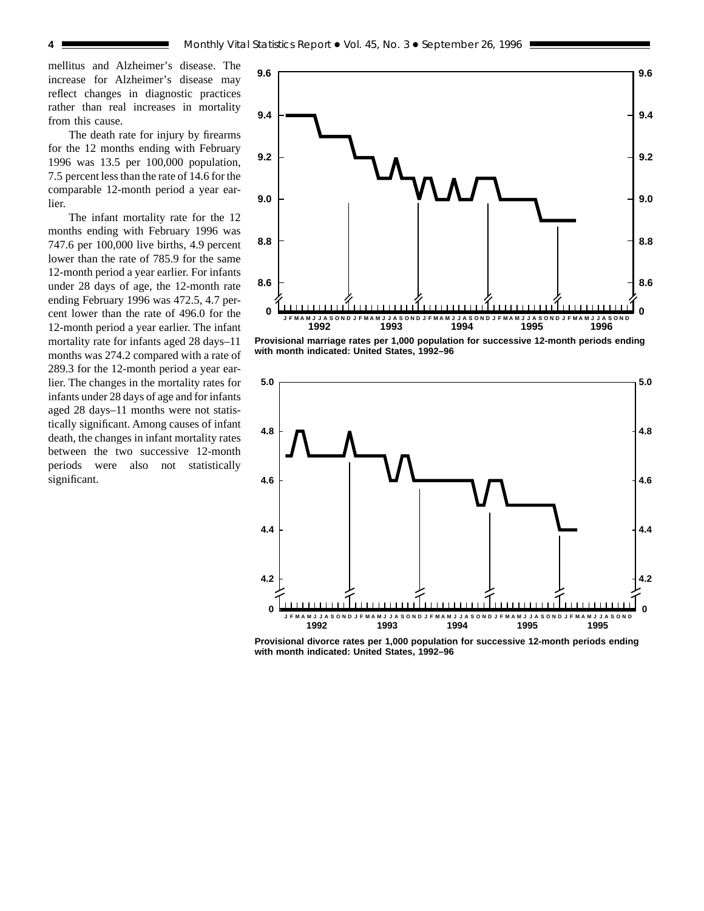mellitus and Alzheimer's disease. The increase for Alzheimer's disease may reflect changes in diagnostic practices rather than real increases in mortality from this cause.

The death rate for injury by firearms for the 12 months ending with February 1996 was 13.5 per 100,000 population, 7.5 percent less than the rate of 14.6 for the comparable 12-month period a year earlier.

The infant mortality rate for the 12 months ending with February 1996 was 747.6 per 100,000 live births, 4.9 percent lower than the rate of 785.9 for the same 12-month period a year earlier. For infants under 28 days of age, the 12-month rate ending February 1996 was 472.5, 4.7 percent lower than the rate of 496.0 for the 12-month period a year earlier. The infant mortality rate for infants aged 28 days–11 months was 274.2 compared with a rate of 289.3 for the 12-month period a year earlier. The changes in the mortality rates for infants under 28 days of age and for infants aged 28 days–11 months were not statistically significant. Among causes of infant death, the changes in infant mortality rates between the two successive 12-month periods were also not statistically significant.

**Provisional marriage rates per 1,000 population for successive 12-month periods ending with month indicated: United States, 1992–96**

**Provisional divorce rates per 1,000 population for successive 12-month periods ending with month indicated: United States, 1992–96**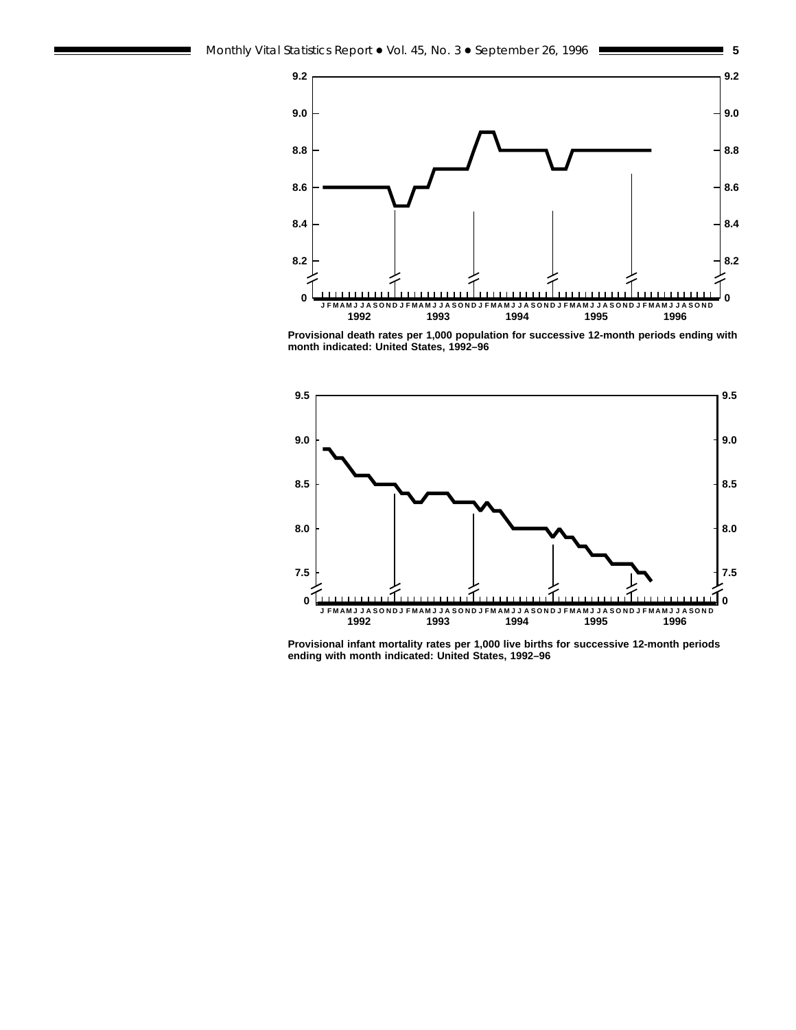Provisional death rates per 1,000 population for successive 12-month periods ending with month indicated: United States, 1992–96

Provisional infant mortality rates per 1,000 live births for successive 12-month periods ending with month indicated: United States, 1992–96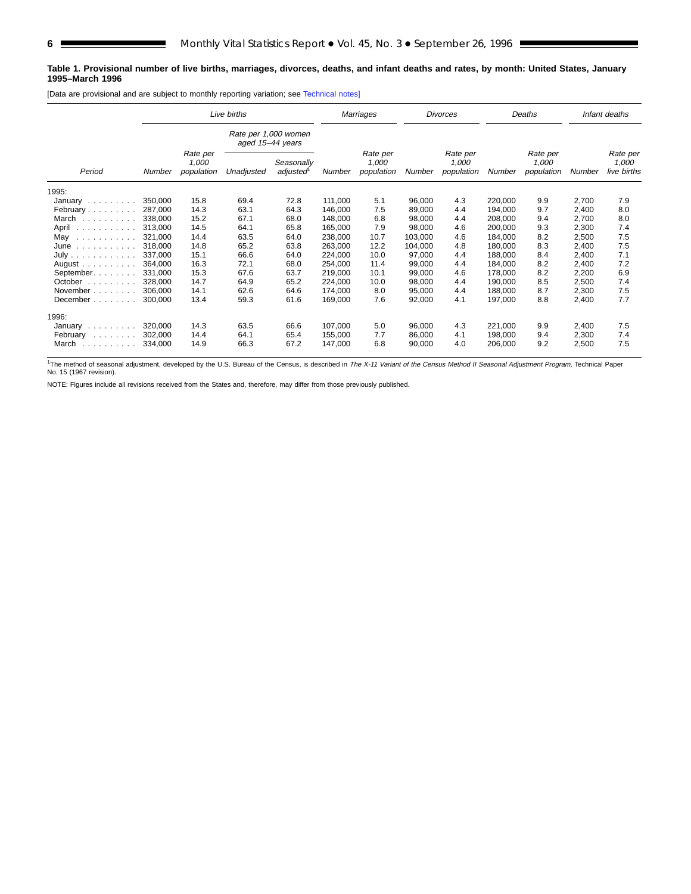**Table 1. Provisional number of live births, marriages, divorces, deaths, and infant deaths and rates, by month: United States, January 1995–March 1996**

[Data are provisional and are subject to monthly reporting variation; see Technical notes]

| Period | Live births | | | | Marriages | | Divorces | | Deaths | | Infant deaths | |
|---|---|---|---|---|---|---|---|---|---|---|---|---|
| | | | Rate per 1,000 women aged 15–44 years | | | | | | | | | |
| | Number | Rate per 1,000 population | Unadjusted | Seasonally adjusted[1] | Number | Rate per 1,000 population | Number | Rate per 1,000 population | Number | Rate per 1,000 population | Number | Rate per 1,000 live births |
| 1995: | | | | | | | | | | | | |
| January | 350,000 | 15.8 | 69.4 | 72.8 | 111,000 | 5.1 | 96,000 | 4.3 | 220,000 | 9.9 | 2,700 | 7.9 |
| February | 287,000 | 14.3 | 63.1 | 64.3 | 146,000 | 7.5 | 89,000 | 4.4 | 194,000 | 9.7 | 2,400 | 8.0 |
| March | 338,000 | 15.2 | 67.1 | 68.0 | 148,000 | 6.8 | 98,000 | 4.4 | 208,000 | 9.4 | 2,700 | 8.0 |
| April | 313,000 | 14.5 | 64.1 | 65.8 | 165,000 | 7.9 | 98,000 | 4.6 | 200,000 | 9.3 | 2,300 | 7.4 |
| May | 321,000 | 14.4 | 63.5 | 64.0 | 238,000 | 10.7 | 103,000 | 4.6 | 184,000 | 8.2 | 2,500 | 7.5 |
| June | 318,000 | 14.8 | 65.2 | 63.8 | 263,000 | 12.2 | 104,000 | 4.8 | 180,000 | 8.3 | 2,400 | 7.5 |
| July | 337,000 | 15.1 | 66.6 | 64.0 | 224,000 | 10.0 | 97,000 | 4.4 | 188,000 | 8.4 | 2,400 | 7.1 |
| August | 364,000 | 16.3 | 72.1 | 68.0 | 254,000 | 11.4 | 99,000 | 4.4 | 184,000 | 8.2 | 2,400 | 7.2 |
| September | 331,000 | 15.3 | 67.6 | 63.7 | 219,000 | 10.1 | 99,000 | 4.6 | 178,000 | 8.2 | 2,200 | 6.9 |
| October | 328,000 | 14.7 | 64.9 | 65.2 | 224,000 | 10.0 | 98,000 | 4.4 | 190,000 | 8.5 | 2,500 | 7.4 |
| November | 306,000 | 14.1 | 62.6 | 64.6 | 174,000 | 8.0 | 95,000 | 4.4 | 188,000 | 8.7 | 2,300 | 7.5 |
| December | 300,000 | 13.4 | 59.3 | 61.6 | 169,000 | 7.6 | 92,000 | 4.1 | 197,000 | 8.8 | 2,400 | 7.7 |
| 1996: | | | | | | | | | | | | |
| January | 320,000 | 14.3 | 63.5 | 66.6 | 107,000 | 5.0 | 96,000 | 4.3 | 221,000 | 9.9 | 2,400 | 7.5 |
| February | 302,000 | 14.4 | 64.1 | 65.4 | 155,000 | 7.7 | 86,000 | 4.1 | 198,000 | 9.4 | 2,300 | 7.4 |
| March | 334,000 | 14.9 | 66.3 | 67.2 | 147,000 | 6.8 | 90,000 | 4.0 | 206,000 | 9.2 | 2,500 | 7.5 |

[1]The method of seasonal adjustment, developed by the U.S. Bureau of the Census, is described in *The X-11 Variant of the Census Method II Seasonal Adjustment Program,* Technical Paper No. 15 (1967 revision).

NOTE: Figures include all revisions received from the States and, therefore, may differ from those previously published.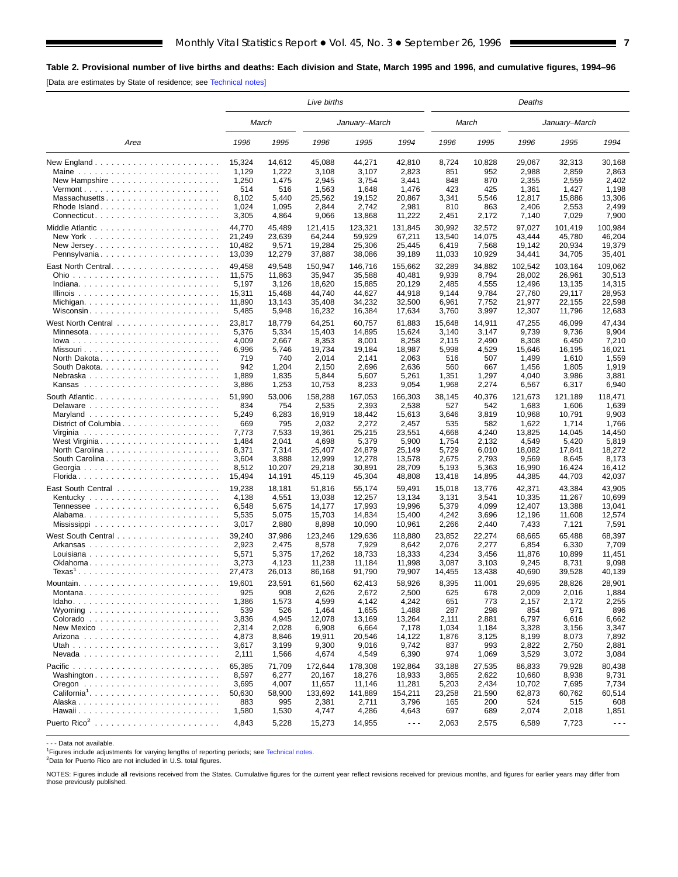**Table 2. Provisional number of live births and deaths: Each division and State, March 1995 and 1996, and cumulative figures, 1994–96**

[Data are estimates by State of residence; see Technical notes]

| Area | Live births | | | | | Deaths | | | | |
|---|---|---|---|---|---|---|---|---|---|---|
| | March | | January–March | | | March | | January–March | | |
| | 1996 | 1995 | 1996 | 1995 | 1994 | 1996 | 1995 | 1996 | 1995 | 1994 |
| New England | 15,324 | 14,612 | 45,088 | 44,271 | 42,810 | 8,724 | 10,828 | 29,067 | 32,313 | 30,168 |
| Maine | 1,129 | 1,222 | 3,108 | 3,107 | 2,823 | 851 | 952 | 2,988 | 2,859 | 2,863 |
| New Hampshire | 1,250 | 1,475 | 2,945 | 3,754 | 3,441 | 848 | 870 | 2,355 | 2,559 | 2,402 |
| Vermont | 514 | 516 | 1,563 | 1,648 | 1,476 | 423 | 425 | 1,361 | 1,427 | 1,198 |
| Massachusetts | 8,102 | 5,440 | 25,562 | 19,152 | 20,867 | 3,341 | 5,546 | 12,817 | 15,886 | 13,306 |
| Rhode Island | 1,024 | 1,095 | 2,844 | 2,742 | 2,981 | 810 | 863 | 2,406 | 2,553 | 2,499 |
| Connecticut | 3,305 | 4,864 | 9,066 | 13,868 | 11,222 | 2,451 | 2,172 | 7,140 | 7,029 | 7,900 |
| Middle Atlantic | 44,770 | 45,489 | 121,415 | 123,321 | 131,845 | 30,992 | 32,572 | 97,027 | 101,419 | 100,984 |
| New York | 21,249 | 23,639 | 64,244 | 59,929 | 67,211 | 13,540 | 14,075 | 43,444 | 45,780 | 46,204 |
| New Jersey | 10,482 | 9,571 | 19,284 | 25,306 | 25,445 | 6,419 | 7,568 | 19,142 | 20,934 | 19,379 |
| Pennsylvania | 13,039 | 12,279 | 37,887 | 38,086 | 39,189 | 11,033 | 10,929 | 34,441 | 34,705 | 35,401 |
| East North Central | 49,458 | 49,548 | 150,947 | 146,716 | 155,662 | 32,289 | 34,882 | 102,542 | 103,164 | 109,062 |
| Ohio | 11,575 | 11,863 | 35,947 | 35,588 | 40,481 | 9,939 | 8,794 | 28,002 | 26,961 | 30,513 |
| Indiana | 5,197 | 3,126 | 18,620 | 15,885 | 20,129 | 2,485 | 4,555 | 12,496 | 13,135 | 14,315 |
| Illinois | 15,311 | 15,468 | 44,740 | 44,627 | 44,918 | 9,144 | 9,784 | 27,760 | 29,117 | 28,953 |
| Michigan | 11,890 | 13,143 | 35,408 | 34,232 | 32,500 | 6,961 | 7,752 | 21,977 | 22,155 | 22,598 |
| Wisconsin | 5,485 | 5,948 | 16,232 | 16,384 | 17,634 | 3,760 | 3,997 | 12,307 | 11,796 | 12,683 |
| West North Central | 23,817 | 18,779 | 64,251 | 60,757 | 61,883 | 15,648 | 14,911 | 47,255 | 46,099 | 47,434 |
| Minnesota | 5,376 | 5,334 | 15,403 | 14,895 | 15,624 | 3,140 | 3,147 | 9,739 | 9,736 | 9,904 |
| Iowa | 4,009 | 2,667 | 8,353 | 8,001 | 8,258 | 2,115 | 2,490 | 8,308 | 6,450 | 7,210 |
| Missouri | 6,996 | 5,746 | 19,734 | 19,184 | 18,987 | 5,998 | 4,529 | 15,646 | 16,195 | 16,021 |
| North Dakota | 719 | 740 | 2,014 | 2,141 | 2,063 | 516 | 507 | 1,499 | 1,610 | 1,559 |
| South Dakota | 942 | 1,204 | 2,150 | 2,696 | 2,636 | 560 | 667 | 1,456 | 1,805 | 1,919 |
| Nebraska | 1,889 | 1,835 | 5,844 | 5,607 | 5,261 | 1,351 | 1,297 | 4,040 | 3,986 | 3,881 |
| Kansas | 3,886 | 1,253 | 10,753 | 8,233 | 9,054 | 1,968 | 2,274 | 6,567 | 6,317 | 6,940 |
| South Atlantic | 51,990 | 53,006 | 158,288 | 167,053 | 166,303 | 38,145 | 40,376 | 121,673 | 121,189 | 118,471 |
| Delaware | 834 | 754 | 2,535 | 2,393 | 2,538 | 527 | 542 | 1,683 | 1,606 | 1,639 |
| Maryland | 5,249 | 6,283 | 16,919 | 18,442 | 15,613 | 3,646 | 3,819 | 10,968 | 10,791 | 9,903 |
| District of Columbia | 669 | 795 | 2,032 | 2,272 | 2,457 | 535 | 582 | 1,622 | 1,714 | 1,766 |
| Virginia | 7,773 | 7,533 | 19,361 | 25,215 | 23,551 | 4,668 | 4,240 | 13,825 | 14,045 | 14,450 |
| West Virginia | 1,484 | 2,041 | 4,698 | 5,379 | 5,900 | 1,754 | 2,132 | 4,549 | 5,420 | 5,819 |
| North Carolina | 8,371 | 7,314 | 25,407 | 24,879 | 25,149 | 5,729 | 6,010 | 18,082 | 17,841 | 18,272 |
| South Carolina | 3,604 | 3,888 | 12,999 | 12,278 | 13,578 | 2,675 | 2,793 | 9,569 | 8,645 | 8,173 |
| Georgia | 8,512 | 10,207 | 29,218 | 30,891 | 28,709 | 5,193 | 5,363 | 16,990 | 16,424 | 16,412 |
| Florida | 15,494 | 14,191 | 45,119 | 45,304 | 48,808 | 13,418 | 14,895 | 44,385 | 44,703 | 42,037 |
| East South Central | 19,238 | 18,181 | 51,816 | 55,174 | 59,491 | 15,018 | 13,776 | 42,371 | 43,384 | 43,905 |
| Kentucky | 4,138 | 4,551 | 13,038 | 12,257 | 13,134 | 3,131 | 3,541 | 10,335 | 11,267 | 10,699 |
| Tennessee | 6,548 | 5,675 | 14,177 | 17,993 | 19,996 | 5,379 | 4,099 | 12,407 | 13,388 | 13,041 |
| Alabama | 5,535 | 5,075 | 15,703 | 14,834 | 15,400 | 4,242 | 3,696 | 12,196 | 11,608 | 12,574 |
| Mississippi | 3,017 | 2,880 | 8,898 | 10,090 | 10,961 | 2,266 | 2,440 | 7,433 | 7,121 | 7,591 |
| West South Central | 39,240 | 37,986 | 123,246 | 129,636 | 118,880 | 23,852 | 22,274 | 68,665 | 65,488 | 68,397 |
| Arkansas | 2,923 | 2,475 | 8,578 | 7,929 | 8,642 | 2,076 | 2,277 | 6,854 | 6,330 | 7,709 |
| Louisiana | 5,571 | 5,375 | 17,262 | 18,733 | 18,333 | 4,234 | 3,456 | 11,876 | 10,899 | 11,451 |
| Oklahoma | 3,273 | 4,123 | 11,238 | 11,184 | 11,998 | 3,087 | 3,103 | 9,245 | 8,731 | 9,098 |
| Texas[1] | 27,473 | 26,013 | 86,168 | 91,790 | 79,907 | 14,455 | 13,438 | 40,690 | 39,528 | 40,139 |
| Mountain | 19,601 | 23,591 | 61,560 | 62,413 | 58,926 | 8,395 | 11,001 | 29,695 | 28,826 | 28,901 |
| Montana | 925 | 908 | 2,626 | 2,672 | 2,500 | 625 | 678 | 2,009 | 2,016 | 1,884 |
| Idaho | 1,386 | 1,573 | 4,599 | 4,142 | 4,242 | 651 | 773 | 2,157 | 2,172 | 2,255 |
| Wyoming | 539 | 526 | 1,464 | 1,655 | 1,488 | 287 | 298 | 854 | 971 | 896 |
| Colorado | 3,836 | 4,945 | 12,078 | 13,169 | 13,264 | 2,111 | 2,881 | 6,797 | 6,616 | 6,662 |
| New Mexico | 2,314 | 2,028 | 6,908 | 6,664 | 7,178 | 1,034 | 1,184 | 3,328 | 3,156 | 3,347 |
| Arizona | 4,873 | 8,846 | 19,911 | 20,546 | 14,122 | 1,876 | 3,125 | 8,199 | 8,073 | 7,892 |
| Utah | 3,617 | 3,199 | 9,300 | 9,016 | 9,742 | 837 | 993 | 2,822 | 2,750 | 2,881 |
| Nevada | 2,111 | 1,566 | 4,674 | 4,549 | 6,390 | 974 | 1,069 | 3,529 | 3,072 | 3,084 |
| Pacific | 65,385 | 71,709 | 172,644 | 178,308 | 192,864 | 33,188 | 27,535 | 86,833 | 79,928 | 80,438 |
| Washington | 8,597 | 6,277 | 20,167 | 18,276 | 18,933 | 3,865 | 2,622 | 10,660 | 8,938 | 9,731 |
| Oregon | 3,695 | 4,007 | 11,657 | 11,146 | 11,281 | 5,203 | 2,434 | 10,702 | 7,695 | 7,734 |
| California[1] | 50,630 | 58,900 | 133,692 | 141,889 | 154,211 | 23,258 | 21,590 | 62,873 | 60,762 | 60,514 |
| Alaska | 883 | 995 | 2,381 | 2,711 | 3,796 | 165 | 200 | 524 | 515 | 608 |
| Hawaii | 1,580 | 1,530 | 4,747 | 4,286 | 4,643 | 697 | 689 | 2,074 | 2,018 | 1,851 |
| Puerto Rico[2] | 4,843 | 5,228 | 15,273 | 14,955 | - - - | 2,063 | 2,575 | 6,589 | 7,723 | - - - |

- - - Data not available.

[1]Figures include adjustments for varying lengths of reporting periods; see Technical notes.

[2]Data for Puerto Rico are not included in U.S. total figures.

NOTES: Figures include all revisions received from the States. Cumulative figures for the current year reflect revisions received for previous months, and figures for earlier years may differ from those previously published.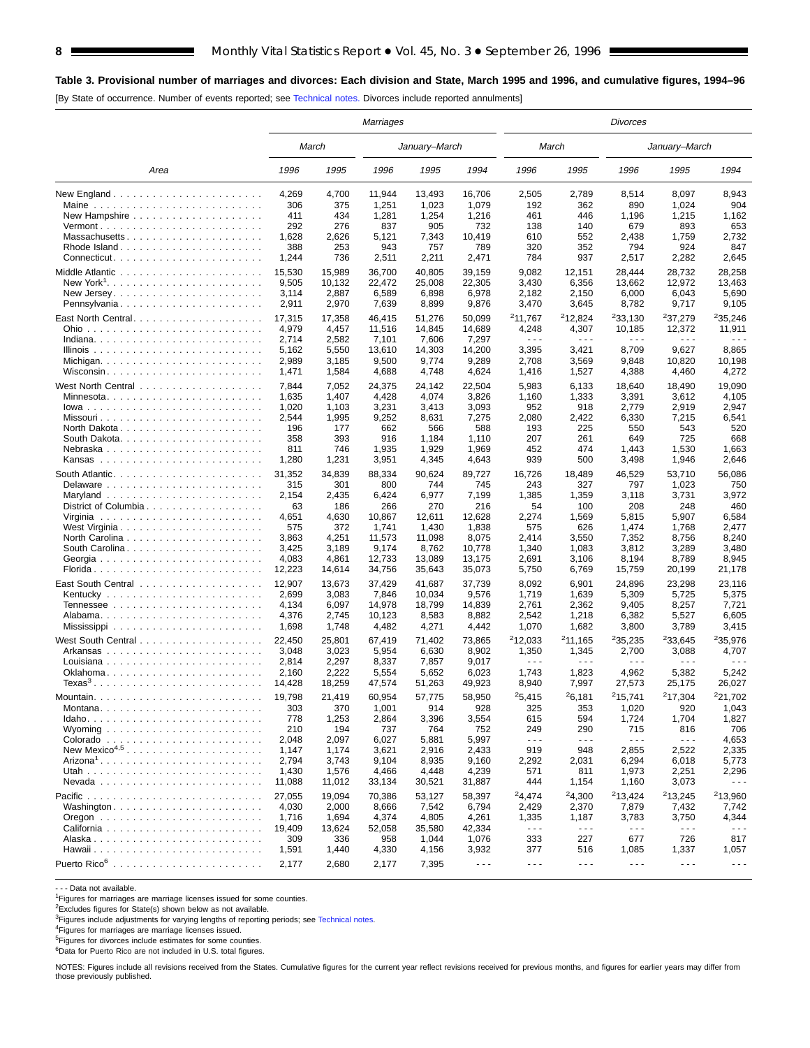**Table 3. Provisional number of marriages and divorces: Each division and State, March 1995 and 1996, and cumulative figures, 1994–96**

[By State of occurrence. Number of events reported; see Technical notes. Divorces include reported annulments]

| Area | Marriages | | | | | Divorces | | | | |
|---|---|---|---|---|---|---|---|---|---|---|
| | March | | January–March | | | March | | January–March | | |
| | 1996 | 1995 | 1996 | 1995 | 1994 | 1996 | 1995 | 1996 | 1995 | 1994 |
| New England | 4,269 | 4,700 | 11,944 | 13,493 | 16,706 | 2,505 | 2,789 | 8,514 | 8,097 | 8,943 |
| Maine | 306 | 375 | 1,251 | 1,023 | 1,079 | 192 | 362 | 890 | 1,024 | 904 |
| New Hampshire | 411 | 434 | 1,281 | 1,254 | 1,216 | 461 | 446 | 1,196 | 1,215 | 1,162 |
| Vermont | 292 | 276 | 837 | 905 | 732 | 138 | 140 | 679 | 893 | 653 |
| Massachusetts | 1,628 | 2,626 | 5,121 | 7,343 | 10,419 | 610 | 552 | 2,438 | 1,759 | 2,732 |
| Rhode Island | 388 | 253 | 943 | 757 | 789 | 320 | 352 | 794 | 924 | 847 |
| Connecticut | 1,244 | 736 | 2,511 | 2,211 | 2,471 | 784 | 937 | 2,517 | 2,282 | 2,645 |
| Middle Atlantic | 15,530 | 15,989 | 36,700 | 40,805 | 39,159 | 9,082 | 12,151 | 28,444 | 28,732 | 28,258 |
| New York[1] | 9,505 | 10,132 | 22,472 | 25,008 | 22,305 | 3,430 | 6,356 | 13,662 | 12,972 | 13,463 |
| New Jersey | 3,114 | 2,887 | 6,589 | 6,898 | 6,978 | 2,182 | 2,150 | 6,000 | 6,043 | 5,690 |
| Pennsylvania | 2,911 | 2,970 | 7,639 | 8,899 | 9,876 | 3,470 | 3,645 | 8,782 | 9,717 | 9,105 |
| East North Central | 17,315 | 17,358 | 46,415 | 51,276 | 50,099 | [2]11,767 | [2]12,824 | [2]33,130 | [2]37,279 | [2]35,246 |
| Ohio | 4,979 | 4,457 | 11,516 | 14,845 | 14,689 | 4,248 | 4,307 | 10,185 | 12,372 | 11,911 |
| Indiana | 2,714 | 2,582 | 7,101 | 7,606 | 7,297 | - - - | - - - | - - - | - - - | - - - |
| Illinois | 5,162 | 5,550 | 13,610 | 14,303 | 14,200 | 3,395 | 3,421 | 8,709 | 9,627 | 8,865 |
| Michigan | 2,989 | 3,185 | 9,500 | 9,774 | 9,289 | 2,708 | 3,569 | 9,848 | 10,820 | 10,198 |
| Wisconsin | 1,471 | 1,584 | 4,688 | 4,748 | 4,624 | 1,416 | 1,527 | 4,388 | 4,460 | 4,272 |
| West North Central | 7,844 | 7,052 | 24,375 | 24,142 | 22,504 | 5,983 | 6,133 | 18,640 | 18,490 | 19,090 |
| Minnesota | 1,635 | 1,407 | 4,428 | 4,074 | 3,826 | 1,160 | 1,333 | 3,391 | 3,612 | 4,105 |
| Iowa | 1,020 | 1,103 | 3,231 | 3,413 | 3,093 | 952 | 918 | 2,779 | 2,919 | 2,947 |
| Missouri | 2,544 | 1,995 | 9,252 | 8,631 | 7,275 | 2,080 | 2,422 | 6,330 | 7,215 | 6,541 |
| North Dakota | 196 | 177 | 662 | 566 | 588 | 193 | 225 | 550 | 543 | 520 |
| South Dakota | 358 | 393 | 916 | 1,184 | 1,110 | 207 | 261 | 649 | 725 | 668 |
| Nebraska | 811 | 746 | 1,935 | 1,929 | 1,969 | 452 | 474 | 1,443 | 1,530 | 1,663 |
| Kansas | 1,280 | 1,231 | 3,951 | 4,345 | 4,643 | 939 | 500 | 3,498 | 1,946 | 2,646 |
| South Atlantic | 31,352 | 34,839 | 88,334 | 90,624 | 89,727 | 16,726 | 18,489 | 46,529 | 53,710 | 56,086 |
| Delaware | 315 | 301 | 800 | 744 | 745 | 243 | 327 | 797 | 1,023 | 750 |
| Maryland | 2,154 | 2,435 | 6,424 | 6,977 | 7,199 | 1,385 | 1,359 | 3,118 | 3,731 | 3,972 |
| District of Columbia | 63 | 186 | 266 | 270 | 216 | 54 | 100 | 208 | 248 | 460 |
| Virginia | 4,651 | 4,630 | 10,867 | 12,611 | 12,628 | 2,274 | 1,569 | 5,815 | 5,907 | 6,584 |
| West Virginia | 575 | 372 | 1,741 | 1,430 | 1,838 | 575 | 626 | 1,474 | 1,768 | 2,477 |
| North Carolina | 3,863 | 4,251 | 11,573 | 11,098 | 8,075 | 2,414 | 3,550 | 7,352 | 8,756 | 8,240 |
| South Carolina | 3,425 | 3,189 | 9,174 | 8,762 | 10,778 | 1,340 | 1,083 | 3,812 | 3,289 | 3,480 |
| Georgia | 4,083 | 4,861 | 12,733 | 13,089 | 13,175 | 2,691 | 3,106 | 8,194 | 8,789 | 8,945 |
| Florida | 12,223 | 14,614 | 34,756 | 35,643 | 35,073 | 5,750 | 6,769 | 15,759 | 20,199 | 21,178 |
| East South Central | 12,907 | 13,673 | 37,429 | 41,687 | 37,739 | 8,092 | 6,901 | 24,896 | 23,298 | 23,116 |
| Kentucky | 2,699 | 3,083 | 7,846 | 10,034 | 9,576 | 1,719 | 1,639 | 5,309 | 5,725 | 5,375 |
| Tennessee | 4,134 | 6,097 | 14,978 | 18,799 | 14,839 | 2,761 | 2,362 | 9,405 | 8,257 | 7,721 |
| Alabama | 4,376 | 2,745 | 10,123 | 8,583 | 8,882 | 2,542 | 1,218 | 6,382 | 5,527 | 6,605 |
| Mississippi | 1,698 | 1,748 | 4,482 | 4,271 | 4,442 | 1,070 | 1,682 | 3,800 | 3,789 | 3,415 |
| West South Central | 22,450 | 25,801 | 67,419 | 71,402 | 73,865 | [2]12,033 | [2]11,165 | [2]35,235 | [2]33,645 | [2]35,976 |
| Arkansas | 3,048 | 3,023 | 5,954 | 6,630 | 8,902 | 1,350 | 1,345 | 2,700 | 3,088 | 4,707 |
| Louisiana | 2,814 | 2,297 | 8,337 | 7,857 | 9,017 | - - - | - - - | - - - | - - - | - - - |
| Oklahoma | 2,160 | 2,222 | 5,554 | 5,652 | 6,023 | 1,743 | 1,823 | 4,962 | 5,382 | 5,242 |
| Texas[3] | 14,428 | 18,259 | 47,574 | 51,263 | 49,923 | 8,940 | 7,997 | 27,573 | 25,175 | 26,027 |
| Mountain | 19,798 | 21,419 | 60,954 | 57,775 | 58,950 | [2]5,415 | [2]6,181 | [2]15,741 | [2]17,304 | [2]21,702 |
| Montana | 303 | 370 | 1,001 | 914 | 928 | 325 | 353 | 1,020 | 920 | 1,043 |
| Idaho | 778 | 1,253 | 2,864 | 3,396 | 3,554 | 615 | 594 | 1,724 | 1,704 | 1,827 |
| Wyoming | 210 | 194 | 737 | 764 | 752 | 249 | 290 | 715 | 816 | 706 |
| Colorado | 2,048 | 2,097 | 6,027 | 5,881 | 5,997 | - - - | - - - | - - - | - - - | 4,653 |
| New Mexico[4,5] | 1,147 | 1,174 | 3,621 | 2,916 | 2,433 | 919 | 948 | 2,855 | 2,522 | 2,335 |
| Arizona[1] | 2,794 | 3,743 | 9,104 | 8,935 | 9,160 | 2,292 | 2,031 | 6,294 | 6,018 | 5,773 |
| Utah | 1,430 | 1,576 | 4,466 | 4,448 | 4,239 | 571 | 811 | 1,973 | 2,251 | 2,296 |
| Nevada | 11,088 | 11,012 | 33,134 | 30,521 | 31,887 | 444 | 1,154 | 1,160 | 3,073 | - - - |
| Pacific | 27,055 | 19,094 | 70,386 | 53,127 | 58,397 | [2]4,474 | [2]4,300 | [2]13,424 | [2]13,245 | [2]13,960 |
| Washington | 4,030 | 2,000 | 8,666 | 7,542 | 6,794 | 2,429 | 2,370 | 7,879 | 7,432 | 7,742 |
| Oregon | 1,716 | 1,694 | 4,374 | 4,805 | 4,261 | 1,335 | 1,187 | 3,783 | 3,750 | 4,344 |
| California | 19,409 | 13,624 | 52,058 | 35,580 | 42,334 | - - - | - - - | - - - | - - - | - - - |
| Alaska | 309 | 336 | 958 | 1,044 | 1,076 | 333 | 227 | 677 | 726 | 817 |
| Hawaii | 1,591 | 1,440 | 4,330 | 4,156 | 3,932 | 377 | 516 | 1,085 | 1,337 | 1,057 |
| Puerto Rico[6] | 2,177 | 2,680 | 2,177 | 7,395 | - - - | - - - | - - - | - - - | - - - | - - - |

- - - Data not available.

[1]Figures for marriages are marriage licenses issued for some counties.

[2]Excludes figures for State(s) shown below as not available.

[3]Figures include adjustments for varying lengths of reporting periods; see Technical notes.

[4]Figures for marriages are marriage licenses issued.

[5]Figures for divorces include estimates for some counties.

[6]Data for Puerto Rico are not included in U.S. total figures.

NOTES: Figures include all revisions received from the States. Cumulative figures for the current year reflect revisions received for previous months, and figures for earlier years may differ from those previously published.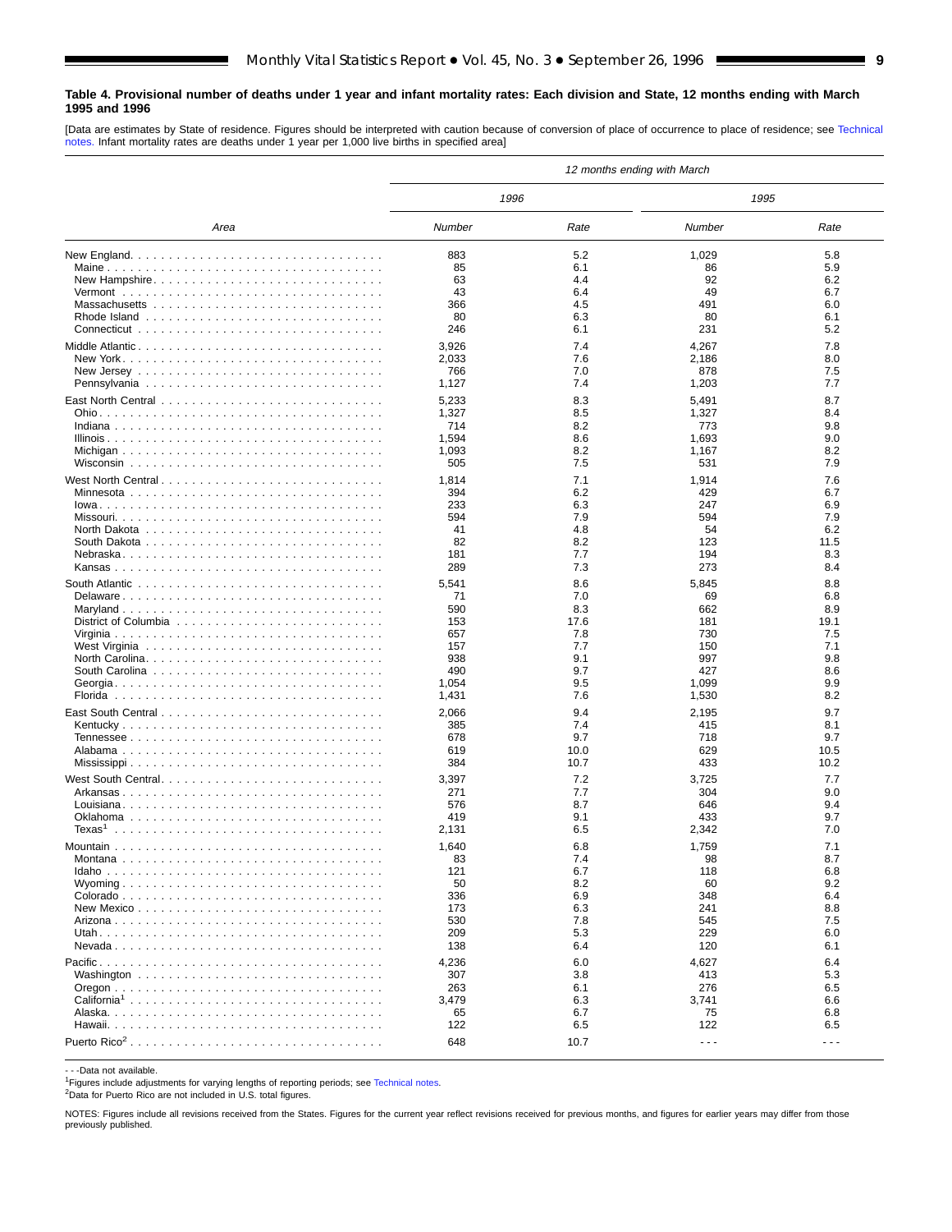**Table 4. Provisional number of deaths under 1 year and infant mortality rates: Each division and State, 12 months ending with March 1995 and 1996**

[Data are estimates by State of residence. Figures should be interpreted with caution because of conversion of place of occurrence to place of residence; see Technical notes. Infant mortality rates are deaths under 1 year per 1,000 live births in specified area]

| Area | 12 months ending with March | | | |
|---|---|---|---|---|
| | 1996 | | 1995 | |
| | Number | Rate | Number | Rate |
| New England | 883 | 5.2 | 1,029 | 5.8 |
| Maine | 85 | 6.1 | 86 | 5.9 |
| New Hampshire | 63 | 4.4 | 92 | 6.2 |
| Vermont | 43 | 6.4 | 49 | 6.7 |
| Massachusetts | 366 | 4.5 | 491 | 6.0 |
| Rhode Island | 80 | 6.3 | 80 | 6.1 |
| Connecticut | 246 | 6.1 | 231 | 5.2 |
| Middle Atlantic | 3,926 | 7.4 | 4,267 | 7.8 |
| New York | 2,033 | 7.6 | 2,186 | 8.0 |
| New Jersey | 766 | 7.0 | 878 | 7.5 |
| Pennsylvania | 1,127 | 7.4 | 1,203 | 7.7 |
| East North Central | 5,233 | 8.3 | 5,491 | 8.7 |
| Ohio | 1,327 | 8.5 | 1,327 | 8.4 |
| Indiana | 714 | 8.2 | 773 | 9.8 |
| Illinois | 1,594 | 8.6 | 1,693 | 9.0 |
| Michigan | 1,093 | 8.2 | 1,167 | 8.2 |
| Wisconsin | 505 | 7.5 | 531 | 7.9 |
| West North Central | 1,814 | 7.1 | 1,914 | 7.6 |
| Minnesota | 394 | 6.2 | 429 | 6.7 |
| Iowa | 233 | 6.3 | 247 | 6.9 |
| Missouri | 594 | 7.9 | 594 | 7.9 |
| North Dakota | 41 | 4.8 | 54 | 6.2 |
| South Dakota | 82 | 8.2 | 123 | 11.5 |
| Nebraska | 181 | 7.7 | 194 | 8.3 |
| Kansas | 289 | 7.3 | 273 | 8.4 |
| South Atlantic | 5,541 | 8.6 | 5,845 | 8.8 |
| Delaware | 71 | 7.0 | 69 | 6.8 |
| Maryland | 590 | 8.3 | 662 | 8.9 |
| District of Columbia | 153 | 17.6 | 181 | 19.1 |
| Virginia | 657 | 7.8 | 730 | 7.5 |
| West Virginia | 157 | 7.7 | 150 | 7.1 |
| North Carolina | 938 | 9.1 | 997 | 9.8 |
| South Carolina | 490 | 9.7 | 427 | 8.6 |
| Georgia | 1,054 | 9.5 | 1,099 | 9.9 |
| Florida | 1,431 | 7.6 | 1,530 | 8.2 |
| East South Central | 2,066 | 9.4 | 2,195 | 9.7 |
| Kentucky | 385 | 7.4 | 415 | 8.1 |
| Tennessee | 678 | 9.7 | 718 | 9.7 |
| Alabama | 619 | 10.0 | 629 | 10.5 |
| Mississippi | 384 | 10.7 | 433 | 10.2 |
| West South Central | 3,397 | 7.2 | 3,725 | 7.7 |
| Arkansas | 271 | 7.7 | 304 | 9.0 |
| Louisiana | 576 | 8.7 | 646 | 9.4 |
| Oklahoma | 419 | 9.1 | 433 | 9.7 |
| Texas[1] | 2,131 | 6.5 | 2,342 | 7.0 |
| Mountain | 1,640 | 6.8 | 1,759 | 7.1 |
| Montana | 83 | 7.4 | 98 | 8.7 |
| Idaho | 121 | 6.7 | 118 | 6.8 |
| Wyoming | 50 | 8.2 | 60 | 9.2 |
| Colorado | 336 | 6.9 | 348 | 6.4 |
| New Mexico | 173 | 6.3 | 241 | 8.8 |
| Arizona | 530 | 7.8 | 545 | 7.5 |
| Utah | 209 | 5.3 | 229 | 6.0 |
| Nevada | 138 | 6.4 | 120 | 6.1 |
| Pacific | 4,236 | 6.0 | 4,627 | 6.4 |
| Washington | 307 | 3.8 | 413 | 5.3 |
| Oregon | 263 | 6.1 | 276 | 6.5 |
| California[1] | 3,479 | 6.3 | 3,741 | 6.6 |
| Alaska | 65 | 6.7 | 75 | 6.8 |
| Hawaii | 122 | 6.5 | 122 | 6.5 |
| Puerto Rico[2] | 648 | 10.7 | --- | --- |

- - -Data not available.

[1]Figures include adjustments for varying lengths of reporting periods; see Technical notes.

[2]Data for Puerto Rico are not included in U.S. total figures.

NOTES: Figures include all revisions received from the States. Figures for the current year reflect revisions received for previous months, and figures for earlier years may differ from those previously published.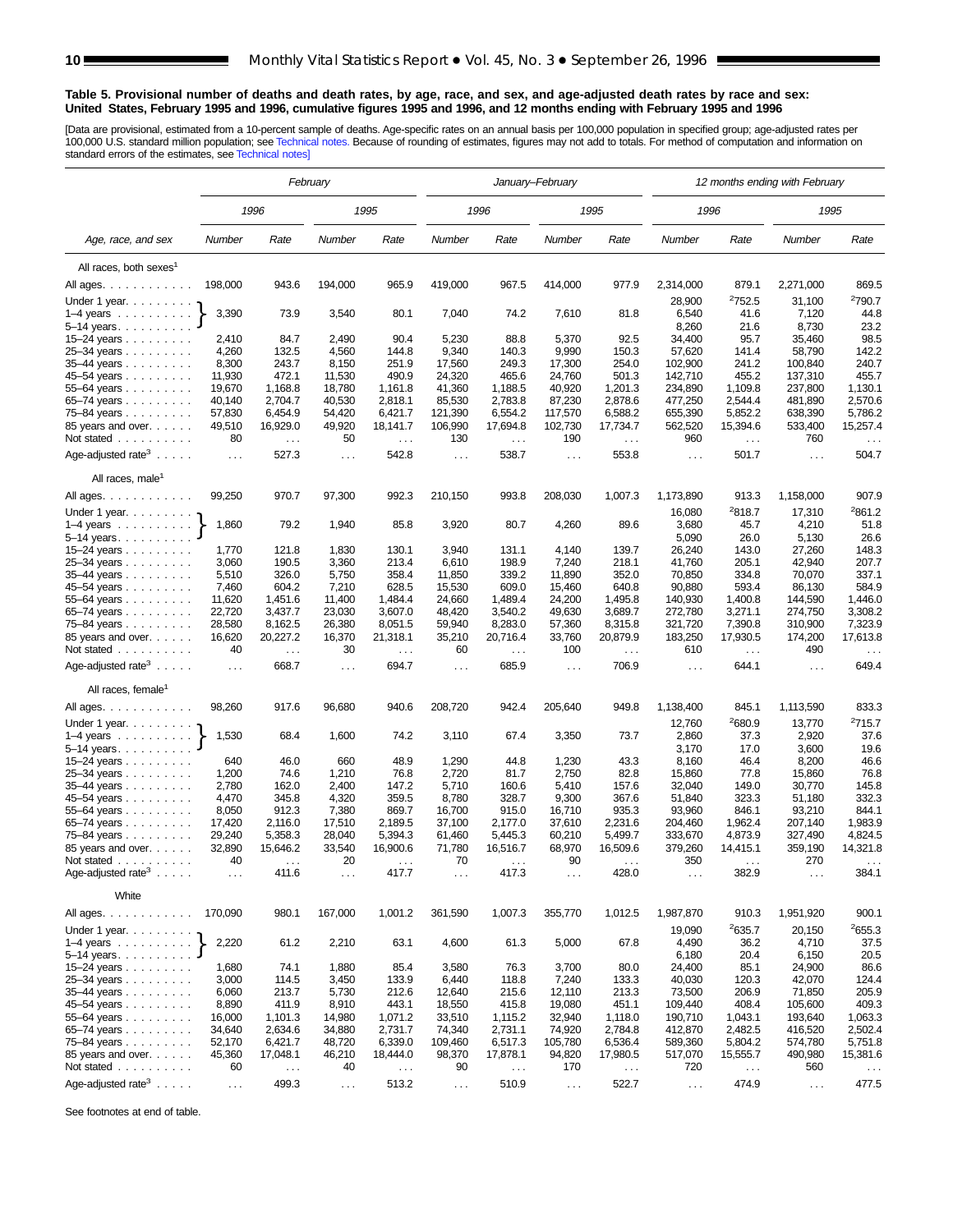**Table 5. Provisional number of deaths and death rates, by age, race, and sex, and age-adjusted death rates by race and sex: United States, February 1995 and 1996, cumulative figures 1995 and 1996, and 12 months ending with February 1995 and 1996**

[Data are provisional, estimated from a 10-percent sample of deaths. Age-specific rates on an annual basis per 100,000 population in specified group; age-adjusted rates per 100,000 U.S. standard million population; see Technical notes. Because of rounding of estimates, figures may not add to totals. For method of computation and information on standard errors of the estimates, see Technical notes]

| Age, race, and sex | February | | | | January–February | | | | 12 months ending with February | | | |
|---|---|---|---|---|---|---|---|---|---|---|---|---|
| | 1996 | | 1995 | | 1996 | | 1995 | | 1996 | | 1995 | |
| | Number | Rate | Number | Rate | Number | Rate | Number | Rate | Number | Rate | Number | Rate |
| **All races, both sexes[1]** | | | | | | | | | | | | |
| All ages | 198,000 | 943.6 | 194,000 | 965.9 | 419,000 | 967.5 | 414,000 | 977.9 | 2,314,000 | 879.1 | 2,271,000 | 869.5 |
| Under 1 year | 3,390 | 73.9 | 3,540 | 80.1 | 7,040 | 74.2 | 7,610 | 81.8 | 28,900 | [2]752.5 | 31,100 | [2]790.7 |
| 1–4 years | | | | | | | | | 6,540 | 41.6 | 7,120 | 44.8 |
| 5–14 years | | | | | | | | | 8,260 | 21.6 | 8,730 | 23.2 |
| 15–24 years | 2,410 | 84.7 | 2,490 | 90.4 | 5,230 | 88.8 | 5,370 | 92.5 | 34,400 | 95.7 | 35,460 | 98.5 |
| 25–34 years | 4,260 | 132.5 | 4,560 | 144.8 | 9,340 | 140.3 | 9,990 | 150.3 | 57,620 | 141.4 | 58,790 | 142.2 |
| 35–44 years | 8,300 | 243.7 | 8,150 | 251.9 | 17,560 | 249.3 | 17,300 | 254.0 | 102,900 | 241.2 | 100,840 | 240.7 |
| 45–54 years | 11,930 | 472.1 | 11,530 | 490.9 | 24,320 | 465.6 | 24,760 | 501.3 | 142,710 | 455.2 | 137,310 | 455.7 |
| 55–64 years | 19,670 | 1,168.8 | 18,780 | 1,161.8 | 41,360 | 1,188.5 | 40,920 | 1,201.3 | 234,890 | 1,109.8 | 237,800 | 1,130.1 |
| 65–74 years | 40,140 | 2,704.7 | 40,530 | 2,818.1 | 85,530 | 2,783.8 | 87,230 | 2,878.6 | 477,250 | 2,544.4 | 481,890 | 2,570.6 |
| 75–84 years | 57,830 | 6,454.9 | 54,420 | 6,421.7 | 121,390 | 6,554.2 | 117,570 | 6,588.2 | 655,390 | 5,852.2 | 638,390 | 5,786.2 |
| 85 years and over | 49,510 | 16,929.0 | 49,920 | 18,141.7 | 106,990 | 17,694.8 | 102,730 | 17,734.7 | 562,520 | 15,394.6 | 533,400 | 15,257.4 |
| Not stated | 80 | . . . | 50 | . . . | 130 | . . . | 190 | . . . | 960 | . . . | 760 | . . . |
| Age-adjusted rate[3] | . . . | 527.3 | . . . | 542.8 | . . . | 538.7 | . . . | 553.8 | . . . | 501.7 | . . . | 504.7 |
| **All races, male[1]** | | | | | | | | | | | | |
| All ages | 99,250 | 970.7 | 97,300 | 992.3 | 210,150 | 993.8 | 208,030 | 1,007.3 | 1,173,890 | 913.3 | 1,158,000 | 907.9 |
| Under 1 year | 1,860 | 79.2 | 1,940 | 85.8 | 3,920 | 80.7 | 4,260 | 89.6 | 16,080 | [2]818.7 | 17,310 | [2]861.2 |
| 1–4 years | | | | | | | | | 3,680 | 45.7 | 4,210 | 51.8 |
| 5–14 years | | | | | | | | | 5,090 | 26.0 | 5,130 | 26.6 |
| 15–24 years | 1,770 | 121.8 | 1,830 | 130.1 | 3,940 | 131.1 | 4,140 | 139.7 | 26,240 | 143.0 | 27,260 | 148.3 |
| 25–34 years | 3,060 | 190.5 | 3,360 | 213.4 | 6,610 | 198.9 | 7,240 | 218.1 | 41,760 | 205.1 | 42,940 | 207.7 |
| 35–44 years | 5,510 | 326.0 | 5,750 | 358.4 | 11,850 | 339.2 | 11,890 | 352.0 | 70,850 | 334.8 | 70,070 | 337.1 |
| 45–54 years | 7,460 | 604.2 | 7,210 | 628.5 | 15,530 | 609.0 | 15,460 | 640.8 | 90,880 | 593.4 | 86,130 | 584.9 |
| 55–64 years | 11,620 | 1,451.6 | 11,400 | 1,484.4 | 24,660 | 1,489.4 | 24,200 | 1,495.8 | 140,930 | 1,400.8 | 144,590 | 1,446.0 |
| 65–74 years | 22,720 | 3,437.7 | 23,030 | 3,607.0 | 48,420 | 3,540.2 | 49,630 | 3,689.7 | 272,780 | 3,271.1 | 274,750 | 3,308.2 |
| 75–84 years | 28,580 | 8,162.5 | 26,380 | 8,051.5 | 59,940 | 8,283.0 | 57,360 | 8,315.8 | 321,720 | 7,390.8 | 310,900 | 7,323.9 |
| 85 years and over | 16,620 | 20,227.2 | 16,370 | 21,318.1 | 35,210 | 20,716.4 | 33,760 | 20,879.9 | 183,250 | 17,930.5 | 174,200 | 17,613.8 |
| Not stated | 40 | . . . | 30 | . . . | 60 | . . . | 100 | . . . | 610 | . . . | 490 | . . . |
| Age-adjusted rate[3] | . . . | 668.7 | . . . | 694.7 | . . . | 685.9 | . . . | 706.9 | . . . | 644.1 | . . . | 649.4 |
| **All races, female[1]** | | | | | | | | | | | | |
| All ages | 98,260 | 917.6 | 96,680 | 940.6 | 208,720 | 942.4 | 205,640 | 949.8 | 1,138,400 | 845.1 | 1,113,590 | 833.3 |
| Under 1 year | 1,530 | 68.4 | 1,600 | 74.2 | 3,110 | 67.4 | 3,350 | 73.7 | 12,760 | [2]680.9 | 13,770 | [2]715.7 |
| 1–4 years | | | | | | | | | 2,860 | 37.3 | 2,920 | 37.6 |
| 5–14 years | | | | | | | | | 3,170 | 17.0 | 3,600 | 19.6 |
| 15–24 years | 640 | 46.0 | 660 | 48.9 | 1,290 | 44.8 | 1,230 | 43.3 | 8,160 | 46.4 | 8,200 | 46.6 |
| 25–34 years | 1,200 | 74.6 | 1,210 | 76.8 | 2,720 | 81.7 | 2,750 | 82.8 | 15,860 | 77.8 | 15,860 | 76.8 |
| 35–44 years | 2,780 | 162.0 | 2,400 | 147.2 | 5,710 | 160.6 | 5,410 | 157.6 | 32,040 | 149.0 | 30,770 | 145.8 |
| 45–54 years | 4,470 | 345.8 | 4,320 | 359.5 | 8,780 | 328.7 | 9,300 | 367.6 | 51,840 | 323.3 | 51,180 | 332.3 |
| 55–64 years | 8,050 | 912.3 | 7,380 | 869.7 | 16,700 | 915.0 | 16,710 | 935.3 | 93,960 | 846.1 | 93,210 | 844.1 |
| 65–74 years | 17,420 | 2,116.0 | 17,510 | 2,189.5 | 37,100 | 2,177.0 | 37,610 | 2,231.6 | 204,460 | 1,962.4 | 207,140 | 1,983.9 |
| 75–84 years | 29,240 | 5,358.3 | 28,040 | 5,394.3 | 61,460 | 5,445.3 | 60,210 | 5,499.7 | 333,670 | 4,873.9 | 327,490 | 4,824.5 |
| 85 years and over | 32,890 | 15,646.2 | 33,540 | 16,900.6 | 71,780 | 16,516.7 | 68,970 | 16,509.6 | 379,260 | 14,415.1 | 359,190 | 14,321.8 |
| Not stated | 40 | . . . | 20 | . . . | 70 | . . . | 90 | . . . | 350 | . . . | 270 | . . . |
| Age-adjusted rate[3] | . . . | 411.6 | . . . | 417.7 | . . . | 417.3 | . . . | 428.0 | . . . | 382.9 | . . . | 384.1 |
| **White** | | | | | | | | | | | | |
| All ages | 170,090 | 980.1 | 167,000 | 1,001.2 | 361,590 | 1,007.3 | 355,770 | 1,012.5 | 1,987,870 | 910.3 | 1,951,920 | 900.1 |
| Under 1 year | 2,220 | 61.2 | 2,210 | 63.1 | 4,600 | 61.3 | 5,000 | 67.8 | 19,090 | [2]635.7 | 20,150 | [2]655.3 |
| 1–4 years | | | | | | | | | 4,490 | 36.2 | 4,710 | 37.5 |
| 5–14 years | | | | | | | | | 6,180 | 20.4 | 6,150 | 20.5 |
| 15–24 years | 1,680 | 74.1 | 1,880 | 85.4 | 3,580 | 76.3 | 3,700 | 80.0 | 24,400 | 85.1 | 24,900 | 86.6 |
| 25–34 years | 3,000 | 114.5 | 3,450 | 133.9 | 6,440 | 118.8 | 7,240 | 133.3 | 40,030 | 120.3 | 42,070 | 124.4 |
| 35–44 years | 6,060 | 213.7 | 5,730 | 212.6 | 12,640 | 215.6 | 12,110 | 213.3 | 73,500 | 206.9 | 71,850 | 205.9 |
| 45–54 years | 8,890 | 411.9 | 8,910 | 443.1 | 18,550 | 415.8 | 19,080 | 451.1 | 109,440 | 408.4 | 105,600 | 409.3 |
| 55–64 years | 16,000 | 1,101.3 | 14,980 | 1,071.2 | 33,510 | 1,115.2 | 32,940 | 1,118.0 | 190,710 | 1,043.1 | 193,640 | 1,063.3 |
| 65–74 years | 34,640 | 2,634.6 | 34,880 | 2,731.7 | 74,340 | 2,731.1 | 74,920 | 2,784.8 | 412,870 | 2,482.5 | 416,520 | 2,502.4 |
| 75–84 years | 52,170 | 6,421.7 | 48,720 | 6,339.0 | 109,460 | 6,517.3 | 105,780 | 6,536.4 | 589,360 | 5,804.2 | 574,780 | 5,751.8 |
| 85 years and over | 45,360 | 17,048.1 | 46,210 | 18,444.0 | 98,370 | 17,878.1 | 94,820 | 17,980.5 | 517,070 | 15,555.7 | 490,980 | 15,381.6 |
| Not stated | 60 | . . . | 40 | . . . | 90 | . . . | 170 | . . . | 720 | . . . | 560 | . . . |
| Age-adjusted rate[3] | . . . | 499.3 | . . . | 513.2 | . . . | 510.9 | . . . | 522.7 | . . . | 474.9 | . . . | 477.5 |

Note: For February and January–February columns, the figures shown on the "Under 1 year" row are a combined figure for Under 1 year, 1–4 years, and 5–14 years.

See footnotes at end of table.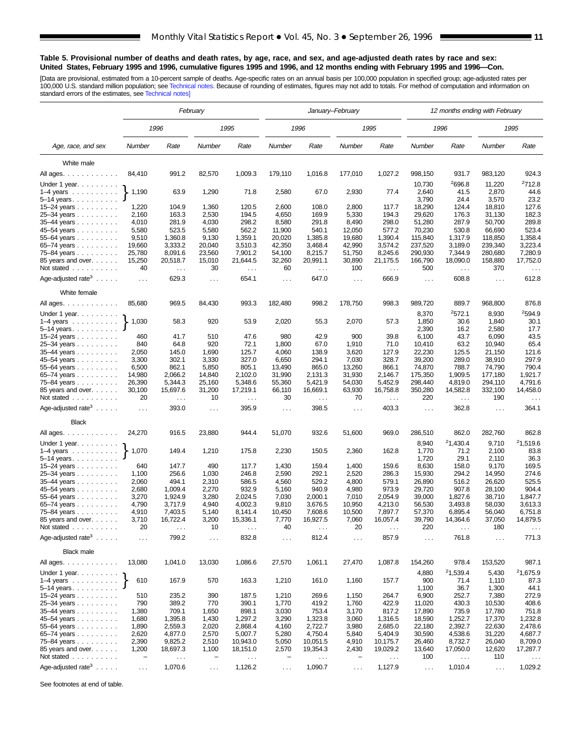### Table 5. Provisional number of deaths and death rates, by age, race, and sex, and age-adjusted death rates by race and sex: United States, February 1995 and 1996, cumulative figures 1995 and 1996, and 12 months ending with February 1995 and 1996—Con.

[Data are provisional, estimated from a 10-percent sample of deaths. Age-specific rates on an annual basis per 100,000 population in specified group; age-adjusted rates per 100,000 U.S. standard million population; see Technical notes. Because of rounding of estimates, figures may not add to totals. For method of computation and information on standard errors of the estimates, see Technical notes]

| Age, race, and sex | *February* | | | | *January–February* | | | | *12 months ending with February* | | | |
|---|---|---|---|---|---|---|---|---|---|---|---|---|
| | *1996* | | *1995* | | *1996* | | *1995* | | *1996* | | *1995* | |
| | Number | Rate | Number | Rate | Number | Rate | Number | Rate | Number | Rate | Number | Rate |
| **White male** | | | | | | | | | | | | |
| All ages | 84,410 | 991.2 | 82,570 | 1,009.3 | 179,110 | 1,016.8 | 177,010 | 1,027.2 | 998,150 | 931.7 | 983,120 | 924.3 |
| Under 1 year | | | | | | | | | 10,730 | [2]696.8 | 11,220 | [2]712.8 |
| 1–4 years | 1,190 | 63.9 | 1,290 | 71.8 | 2,580 | 67.0 | 2,930 | 77.4 | 2,640 | 41.5 | 2,870 | 44.6 |
| 5–14 years | | | | | | | | | 3,790 | 24.4 | 3,570 | 23.2 |
| 15–24 years | 1,220 | 104.9 | 1,360 | 120.5 | 2,600 | 108.0 | 2,800 | 117.7 | 18,290 | 124.4 | 18,810 | 127.6 |
| 25–34 years | 2,160 | 163.3 | 2,530 | 194.5 | 4,650 | 169.9 | 5,330 | 194.3 | 29,620 | 176.3 | 31,130 | 182.3 |
| 35–44 years | 4,010 | 281.9 | 4,030 | 298.2 | 8,580 | 291.8 | 8,490 | 298.0 | 51,280 | 287.9 | 50,700 | 289.8 |
| 45–54 years | 5,580 | 523.5 | 5,580 | 562.2 | 11,900 | 540.1 | 12,050 | 577.2 | 70,230 | 530.8 | 66,690 | 523.4 |
| 55–64 years | 9,510 | 1,360.8 | 9,130 | 1,359.1 | 20,020 | 1,385.8 | 19,680 | 1,390.4 | 115,840 | 1,317.9 | 118,850 | 1,358.4 |
| 65–74 years | 19,660 | 3,333.2 | 20,040 | 3,510.3 | 42,350 | 3,468.4 | 42,990 | 3,574.2 | 237,520 | 3,189.0 | 239,340 | 3,223.4 |
| 75–84 years | 25,780 | 8,091.6 | 23,560 | 7,901.2 | 54,100 | 8,215.7 | 51,750 | 8,245.6 | 290,930 | 7,344.9 | 280,680 | 7,280.9 |
| 85 years and over | 15,250 | 20,518.7 | 15,010 | 21,644.5 | 32,260 | 20,991.1 | 30,890 | 21,175.5 | 166,790 | 18,090.0 | 158,880 | 17,752.0 |
| Not stated | 40 | . . . | 30 | . . . | 60 | . . . | 100 | . . . | 500 | . . . | 370 | . . . |
| Age-adjusted rate[3] | . . . | 629.3 | . . . | 654.1 | . . . | 647.0 | . . . | 666.9 | . . . | 608.8 | . . . | 612.8 |
| **White female** | | | | | | | | | | | | |
| All ages | 85,680 | 969.5 | 84,430 | 993.3 | 182,480 | 998.2 | 178,750 | 998.3 | 989,720 | 889.7 | 968,800 | 876.8 |
| Under 1 year | | | | | | | | | 8,370 | [2]572.1 | 8,930 | [2]594.9 |
| 1–4 years | 1,030 | 58.3 | 920 | 53.9 | 2,020 | 55.3 | 2,070 | 57.3 | 1,850 | 30.6 | 1,840 | 30.1 |
| 5–14 years | | | | | | | | | 2,390 | 16.2 | 2,580 | 17.7 |
| 15–24 years | 460 | 41.7 | 510 | 47.6 | 980 | 42.9 | 900 | 39.8 | 6,100 | 43.7 | 6,090 | 43.5 |
| 25–34 years | 840 | 64.8 | 920 | 72.1 | 1,800 | 67.0 | 1,910 | 71.0 | 10,410 | 63.2 | 10,940 | 65.4 |
| 35–44 years | 2,050 | 145.0 | 1,690 | 125.7 | 4,060 | 138.9 | 3,620 | 127.9 | 22,230 | 125.5 | 21,150 | 121.6 |
| 45–54 years | 3,300 | 302.1 | 3,330 | 327.0 | 6,650 | 294.1 | 7,030 | 328.7 | 39,200 | 289.0 | 38,910 | 297.9 |
| 55–64 years | 6,500 | 862.1 | 5,850 | 805.1 | 13,490 | 865.0 | 13,260 | 866.1 | 74,870 | 788.7 | 74,790 | 790.4 |
| 65–74 years | 14,980 | 2,066.2 | 14,840 | 2,102.0 | 31,990 | 2,131.3 | 31,930 | 2,146.7 | 175,350 | 1,909.5 | 177,180 | 1,921.7 |
| 75–84 years | 26,390 | 5,344.3 | 25,160 | 5,348.6 | 55,360 | 5,421.9 | 54,030 | 5,452.9 | 298,440 | 4,819.0 | 294,110 | 4,791.6 |
| 85 years and over | 30,100 | 15,697.6 | 31,200 | 17,219.1 | 66,110 | 16,669.1 | 63,930 | 16,758.8 | 350,280 | 14,582.8 | 332,100 | 14,458.0 |
| Not stated | 20 | . . . | 10 | . . . | 30 | . . . | 70 | . . . | 220 | . . . | 190 | . . . |
| Age-adjusted rate[3] | . . . | 393.0 | . . . | 395.9 | . . . | 398.5 | . . . | 403.3 | . . . | 362.8 | . . . | 364.1 |
| **Black** | | | | | | | | | | | | |
| All ages | 24,270 | 916.5 | 23,880 | 944.4 | 51,070 | 932.6 | 51,600 | 969.0 | 286,510 | 862.0 | 282,760 | 862.8 |
| Under 1 year | | | | | | | | | 8,940 | [2]1,430.4 | 9,710 | [2]1,519.6 |
| 1–4 years | 1,070 | 149.4 | 1,210 | 175.8 | 2,230 | 150.5 | 2,360 | 162.8 | 1,770 | 71.2 | 2,100 | 83.8 |
| 5–14 years | | | | | | | | | 1,720 | 29.1 | 2,110 | 36.3 |
| 15–24 years | 640 | 147.7 | 490 | 117.7 | 1,430 | 159.4 | 1,400 | 159.6 | 8,630 | 158.0 | 9,170 | 169.5 |
| 25–34 years | 1,100 | 256.6 | 1,030 | 246.8 | 2,590 | 292.1 | 2,520 | 286.3 | 15,930 | 294.2 | 14,950 | 274.6 |
| 35–44 years | 2,060 | 494.1 | 2,310 | 586.5 | 4,560 | 529.2 | 4,800 | 579.1 | 26,890 | 516.2 | 26,620 | 525.5 |
| 45–54 years | 2,680 | 1,009.4 | 2,270 | 932.9 | 5,160 | 940.9 | 4,980 | 973.9 | 29,720 | 907.8 | 28,100 | 904.4 |
| 55–64 years | 3,270 | 1,924.9 | 3,280 | 2,024.5 | 7,030 | 2,000.1 | 7,010 | 2,054.9 | 39,000 | 1,827.6 | 38,710 | 1,847.7 |
| 65–74 years | 4,790 | 3,717.9 | 4,940 | 4,002.3 | 9,810 | 3,676.5 | 10,950 | 4,213.0 | 56,530 | 3,493.8 | 58,030 | 3,613.3 |
| 75–84 years | 4,910 | 7,403.5 | 5,140 | 8,141.4 | 10,450 | 7,608.6 | 10,500 | 7,897.7 | 57,370 | 6,895.4 | 56,040 | 6,751.8 |
| 85 years and over | 3,710 | 16,722.4 | 3,200 | 15,336.1 | 7,770 | 16,927.5 | 7,060 | 16,057.4 | 39,790 | 14,364.6 | 37,050 | 14,879.5 |
| Not stated | 20 | . . . | 10 | . . . | 40 | . . . | 20 | . . . | 220 | . . . | 180 | . . . |
| Age-adjusted rate[3] | . . . | 799.2 | . . . | 832.8 | . . . | 812.4 | . . . | 857.9 | . . . | 761.8 | . . . | 771.3 |
| **Black male** | | | | | | | | | | | | |
| All ages | 13,080 | 1,041.0 | 13,030 | 1,086.6 | 27,570 | 1,061.1 | 27,470 | 1,087.8 | 154,260 | 978.4 | 153,520 | 987.1 |
| Under 1 year | | | | | | | | | 4,880 | [2]1,539.4 | 5,430 | [2]1,675.9 |
| 1–4 years | 610 | 167.9 | 570 | 163.3 | 1,210 | 161.0 | 1,160 | 157.7 | 900 | 71.4 | 1,110 | 87.3 |
| 5–14 years | | | | | | | | | 1,100 | 36.7 | 1,300 | 44.1 |
| 15–24 years | 510 | 235.2 | 390 | 187.5 | 1,210 | 269.6 | 1,150 | 264.7 | 6,900 | 252.7 | 7,380 | 272.9 |
| 25–34 years | 790 | 389.2 | 770 | 390.1 | 1,770 | 419.2 | 1,760 | 422.9 | 11,020 | 430.3 | 10,530 | 408.6 |
| 35–44 years | 1,380 | 709.1 | 1,650 | 898.1 | 3,030 | 753.4 | 3,170 | 817.2 | 17,890 | 735.9 | 17,780 | 751.8 |
| 45–54 years | 1,680 | 1,395.8 | 1,430 | 1,297.2 | 3,290 | 1,323.8 | 3,060 | 1,316.5 | 18,590 | 1,252.7 | 17,370 | 1,232.8 |
| 55–64 years | 1,890 | 2,559.3 | 2,020 | 2,868.4 | 4,160 | 2,722.7 | 3,980 | 2,685.0 | 22,180 | 2,392.7 | 22,630 | 2,478.6 |
| 65–74 years | 2,620 | 4,877.0 | 2,570 | 5,007.7 | 5,280 | 4,750.4 | 5,840 | 5,404.9 | 30,590 | 4,538.6 | 31,220 | 4,687.7 |
| 75–84 years | 2,390 | 9,825.2 | 2,510 | 10,943.0 | 5,050 | 10,051.5 | 4,910 | 10,175.7 | 26,460 | 8,732.7 | 26,040 | 8,709.0 |
| 85 years and over | 1,200 | 18,697.3 | 1,100 | 18,151.0 | 2,570 | 19,354.3 | 2,430 | 19,029.2 | 13,640 | 17,050.0 | 12,620 | 17,287.7 |
| Not stated | – | . . . | – | . . . | – | . . . | – | . . . | 100 | . . . | 110 | . . . |
| Age-adjusted rate[3] | . . . | 1,070.6 | . . . | 1,126.2 | . . . | 1,090.7 | . . . | 1,127.9 | . . . | 1,010.4 | . . . | 1,029.2 |

See footnotes at end of table.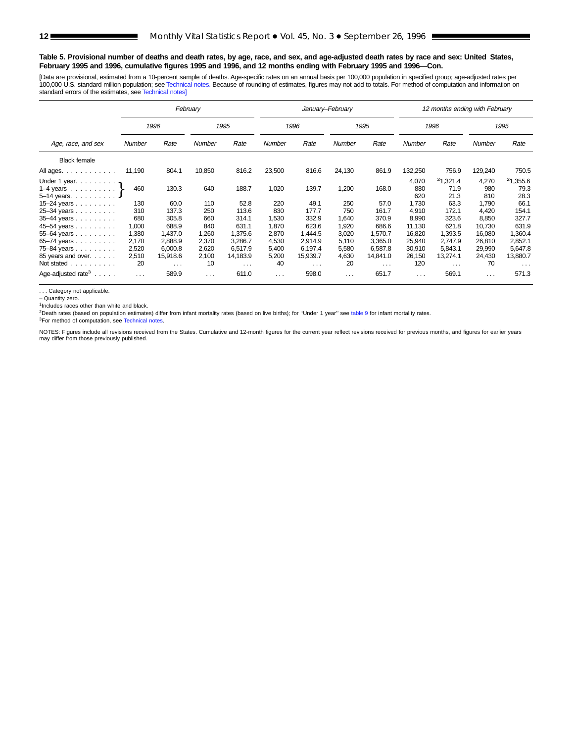**Table 5. Provisional number of deaths and death rates, by age, race, and sex, and age-adjusted death rates by race and sex: United States, February 1995 and 1996, cumulative figures 1995 and 1996, and 12 months ending with February 1995 and 1996—Con.**

[Data are provisional, estimated from a 10-percent sample of deaths. Age-specific rates on an annual basis per 100,000 population in specified group; age-adjusted rates per 100,000 U.S. standard million population; see Technical notes. Because of rounding of estimates, figures may not add to totals. For method of computation and information on standard errors of the estimates, see Technical notes]

| Age, race, and sex | February | | | | January–February | | | | 12 months ending with February | | | |
|---|---|---|---|---|---|---|---|---|---|---|---|---|
| | 1996 | | 1995 | | 1996 | | 1995 | | 1996 | | 1995 | |
| | Number | Rate | Number | Rate | Number | Rate | Number | Rate | Number | Rate | Number | Rate |
| Black female | | | | | | | | | | | | |
| All ages | 11,190 | 804.1 | 10,850 | 816.2 | 23,500 | 816.6 | 24,130 | 861.9 | 132,250 | 756.9 | 129,240 | 750.5 |
| Under 1 year | 460 | 130.3 | 640 | 188.7 | 1,020 | 139.7 | 1,200 | 168.0 | 4,070 | [2]1,321.4 | 4,270 | [2]1,355.6 |
| 1–4 years | | | | | | | | | 880 | 71.9 | 980 | 79.3 |
| 5–14 years | | | | | | | | | 620 | 21.3 | 810 | 28.3 |
| 15–24 years | 130 | 60.0 | 110 | 52.8 | 220 | 49.1 | 250 | 57.0 | 1,730 | 63.3 | 1,790 | 66.1 |
| 25–34 years | 310 | 137.3 | 250 | 113.6 | 830 | 177.7 | 750 | 161.7 | 4,910 | 172.1 | 4,420 | 154.1 |
| 35–44 years | 680 | 305.8 | 660 | 314.1 | 1,530 | 332.9 | 1,640 | 370.9 | 8,990 | 323.6 | 8,850 | 327.7 |
| 45–54 years | 1,000 | 688.9 | 840 | 631.1 | 1,870 | 623.6 | 1,920 | 686.6 | 11,130 | 621.8 | 10,730 | 631.9 |
| 55–64 years | 1,380 | 1,437.0 | 1,260 | 1,375.6 | 2,870 | 1,444.5 | 3,020 | 1,570.7 | 16,820 | 1,393.5 | 16,080 | 1,360.4 |
| 65–74 years | 2,170 | 2,888.9 | 2,370 | 3,286.7 | 4,530 | 2,914.9 | 5,110 | 3,365.0 | 25,940 | 2,747.9 | 26,810 | 2,852.1 |
| 75–84 years | 2,520 | 6,000.8 | 2,620 | 6,517.9 | 5,400 | 6,197.4 | 5,580 | 6,587.8 | 30,910 | 5,843.1 | 29,990 | 5,647.8 |
| 85 years and over | 2,510 | 15,918.6 | 2,100 | 14,183.9 | 5,200 | 15,939.7 | 4,630 | 14,841.0 | 26,150 | 13,274.1 | 24,430 | 13,880.7 |
| Not stated | 20 | . . . | 10 | . . . | 40 | . . . | 20 | . . . | 120 | . . . | 70 | . . . |
| Age-adjusted rate[3] | . . . | 589.9 | . . . | 611.0 | . . . | 598.0 | . . . | 651.7 | . . . | 569.1 | . . . | 571.3 |

Note: For February and January–February, figures shown on the "Under 1 year" row are combined for ages under 15 years (under 1 year, 1–4 years, and 5–14 years).

. . . Category not applicable.

– Quantity zero.

[1]Includes races other than white and black.

[2]Death rates (based on population estimates) differ from infant mortality rates (based on live births); for ''Under 1 year'' see table 9 for infant mortality rates.

[3]For method of computation, see Technical notes.

NOTES: Figures include all revisions received from the States. Cumulative and 12-month figures for the current year reflect revisions received for previous months, and figures for earlier years may differ from those previously published.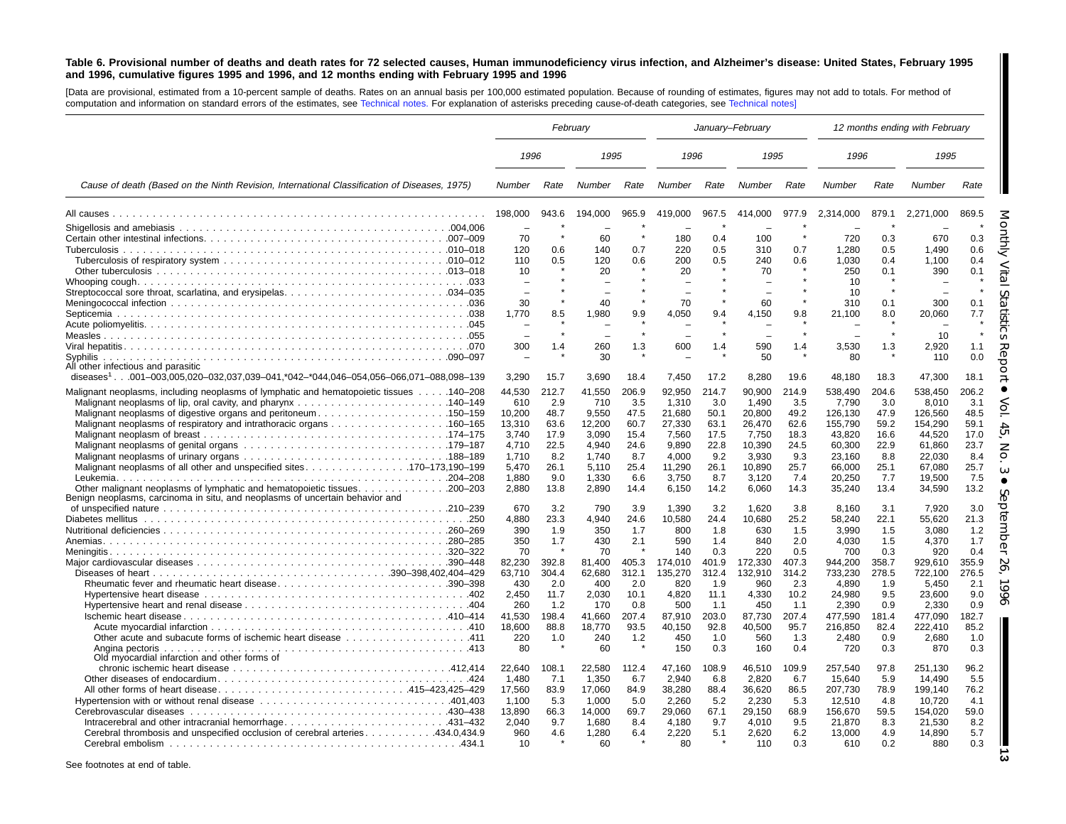**Table 6. Provisional number of deaths and death rates for 72 selected causes, Human immunodeficiency virus infection, and Alzheimer's disease: United States, February 1995 and 1996, cumulative figures 1995 and 1996, and 12 months ending with February 1995 and 1996**

[Data are provisional, estimated from a 10-percent sample of deaths. Rates on an annual basis per 100,000 estimated population. Because of rounding of estimates, figures may not add to totals. For method of computation and information on standard errors of the estimates, see Technical notes. For explanation of asterisks preceding cause-of-death categories, see Technical notes]

| Cause of death (Based on the Ninth Revision, International Classification of Diseases, 1975) | February | | | | January–February | | | | 12 months ending with February | | | |
|---|---|---|---|---|---|---|---|---|---|---|---|---|
| | 1996 | | 1995 | | 1996 | | 1995 | | 1996 | | 1995 | |
| | Number | Rate | Number | Rate | Number | Rate | Number | Rate | Number | Rate | Number | Rate |
| All causes | 198,000 | 943.6 | 194,000 | 965.9 | 419,000 | 967.5 | 414,000 | 977.9 | 2,314,000 | 879.1 | 2,271,000 | 869.5 |
| Shigellosis and amebiasis .004,006 | – | * | – | * | – | * | – | * | – | * | – | * |
| Certain other intestinal infections .007–009 | 70 | * | 60 | * | 180 | 0.4 | 100 | * | 720 | 0.3 | 670 | 0.3 |
| Tuberculosis .010–018 | 120 | 0.6 | 140 | 0.7 | 220 | 0.5 | 310 | 0.7 | 1,280 | 0.5 | 1,490 | 0.6 |
| Tuberculosis of respiratory system .010–012 | 110 | 0.5 | 120 | 0.6 | 200 | 0.5 | 240 | 0.6 | 1,030 | 0.4 | 1,100 | 0.4 |
| Other tuberculosis .013–018 | 10 | * | 20 | * | 20 | * | 70 | * | 250 | 0.1 | 390 | 0.1 |
| Whooping cough .033 | – | * | – | * | – | * | – | * | 10 | * | – | * |
| Streptococcal sore throat, scarlatina, and erysipelas .034–035 | – | * | – | * | – | * | – | * | 10 | * | – | * |
| Meningococcal infection .036 | 30 | * | 40 | * | 70 | * | 60 | * | 310 | 0.1 | 300 | 0.1 |
| Septicemia .038 | 1,770 | 8.5 | 1,980 | 9.9 | 4,050 | 9.4 | 4,150 | 9.8 | 21,100 | 8.0 | 20,060 | 7.7 |
| Acute poliomyelitis .045 | – | * | – | * | – | * | – | * | – | * | – | * |
| Measles .055 | – | * | – | * | – | * | – | * | – | * | 10 | * |
| Viral hepatitis .070 | 300 | 1.4 | 260 | 1.3 | 600 | 1.4 | 590 | 1.4 | 3,530 | 1.3 | 2,920 | 1.1 |
| Syphilis .090–097 | – | * | 30 | * | – | * | 50 | * | 80 | * | 110 | 0.0 |
| All other infectious and parasitic diseases[1] . . .001–003,005,020–032,037,039–041,*042–*044,046–054,056–066,071–088,098–139 | 3,290 | 15.7 | 3,690 | 18.4 | 7,450 | 17.2 | 8,280 | 19.6 | 48,180 | 18.3 | 47,300 | 18.1 |
| Malignant neoplasms, including neoplasms of lymphatic and hematopoietic tissues .140–208 | 44,530 | 212.7 | 41,550 | 206.9 | 92,950 | 214.7 | 90,900 | 214.9 | 538,490 | 204.6 | 538,450 | 206.2 |
| Malignant neoplasms of lip, oral cavity, and pharynx .140–149 | 610 | 2.9 | 710 | 3.5 | 1,310 | 3.0 | 1,490 | 3.5 | 7,790 | 3.0 | 8,010 | 3.1 |
| Malignant neoplasms of digestive organs and peritoneum .150–159 | 10,200 | 48.7 | 9,550 | 47.5 | 21,680 | 50.1 | 20,800 | 49.2 | 126,130 | 47.9 | 126,560 | 48.5 |
| Malignant neoplasms of respiratory and intrathoracic organs .160–165 | 13,310 | 63.6 | 12,200 | 60.7 | 27,330 | 63.1 | 26,470 | 62.6 | 155,790 | 59.2 | 154,290 | 59.1 |
| Malignant neoplasm of breast .174–175 | 3,740 | 17.9 | 3,090 | 15.4 | 7,560 | 17.5 | 7,750 | 18.3 | 43,820 | 16.6 | 44,520 | 17.0 |
| Malignant neoplasms of genital organs .179–187 | 4,710 | 22.5 | 4,940 | 24.6 | 9,890 | 22.8 | 10,390 | 24.5 | 60,300 | 22.9 | 61,860 | 23.7 |
| Malignant neoplasms of urinary organs .188–189 | 1,710 | 8.2 | 1,740 | 8.7 | 4,000 | 9.2 | 3,930 | 9.3 | 23,160 | 8.8 | 22,030 | 8.4 |
| Malignant neoplasms of all other and unspecified sites .170–173,190–199 | 5,470 | 26.1 | 5,110 | 25.4 | 11,290 | 26.1 | 10,890 | 25.7 | 66,000 | 25.1 | 67,080 | 25.7 |
| Leukemia .204–208 | 1,880 | 9.0 | 1,330 | 6.6 | 3,750 | 8.7 | 3,120 | 7.4 | 20,250 | 7.7 | 19,500 | 7.5 |
| Other malignant neoplasms of lymphatic and hematopoietic tissues .200–203 | 2,880 | 13.8 | 2,890 | 14.4 | 6,150 | 14.2 | 6,060 | 14.3 | 35,240 | 13.4 | 34,590 | 13.2 |
| Benign neoplasms, carcinoma in situ, and neoplasms of uncertain behavior and of unspecified nature .210–239 | 670 | 3.2 | 790 | 3.9 | 1,390 | 3.2 | 1,620 | 3.8 | 8,160 | 3.1 | 7,920 | 3.0 |
| Diabetes mellitus .250 | 4,880 | 23.3 | 4,940 | 24.6 | 10,580 | 24.4 | 10,680 | 25.2 | 58,240 | 22.1 | 55,620 | 21.3 |
| Nutritional deficiencies .260–269 | 390 | 1.9 | 350 | 1.7 | 800 | 1.8 | 630 | 1.5 | 3,990 | 1.5 | 3,080 | 1.2 |
| Anemias .280–285 | 350 | 1.7 | 430 | 2.1 | 590 | 1.4 | 840 | 2.0 | 4,030 | 1.5 | 4,370 | 1.7 |
| Meningitis .320–322 | 70 | * | 70 | * | 140 | 0.3 | 220 | 0.5 | 700 | 0.3 | 920 | 0.4 |
| Major cardiovascular diseases .390–448 | 82,230 | 392.8 | 81,400 | 405.3 | 174,010 | 401.9 | 172,330 | 407.3 | 944,200 | 358.7 | 929,610 | 355.9 |
| Diseases of heart .390–398,402,404–429 | 63,710 | 304.4 | 62,680 | 312.1 | 135,270 | 312.4 | 132,910 | 314.2 | 733,230 | 278.5 | 722,100 | 276.5 |
| Rheumatic fever and rheumatic heart disease .390–398 | 430 | 2.0 | 400 | 2.0 | 820 | 1.9 | 960 | 2.3 | 4,890 | 1.9 | 5,450 | 2.1 |
| Hypertensive heart disease .402 | 2,450 | 11.7 | 2,030 | 10.1 | 4,820 | 11.1 | 4,330 | 10.2 | 24,980 | 9.5 | 23,600 | 9.0 |
| Hypertensive heart and renal disease .404 | 260 | 1.2 | 170 | 0.8 | 500 | 1.1 | 450 | 1.1 | 2,390 | 0.9 | 2,330 | 0.9 |
| Ischemic heart disease .410–414 | 41,530 | 198.4 | 41,660 | 207.4 | 87,910 | 203.0 | 87,730 | 207.4 | 477,590 | 181.4 | 477,090 | 182.7 |
| Acute myocardial infarction .410 | 18,600 | 88.8 | 18,770 | 93.5 | 40,150 | 92.8 | 40,500 | 95.7 | 216,850 | 82.4 | 222,410 | 85.2 |
| Other acute and subacute forms of ischemic heart disease .411 | 220 | 1.0 | 240 | 1.2 | 450 | 1.0 | 560 | 1.3 | 2,480 | 0.9 | 2,680 | 1.0 |
| Angina pectoris .413 | 80 | * | 60 | * | 150 | 0.3 | 160 | 0.4 | 720 | 0.3 | 870 | 0.3 |
| Old myocardial infarction and other forms of chronic ischemic heart disease .412,414 | 22,640 | 108.1 | 22,580 | 112.4 | 47,160 | 108.9 | 46,510 | 109.9 | 257,540 | 97.8 | 251,130 | 96.2 |
| Other diseases of endocardium .424 | 1,480 | 7.1 | 1,350 | 6.7 | 2,940 | 6.8 | 2,820 | 6.7 | 15,640 | 5.9 | 14,490 | 5.5 |
| All other forms of heart disease .415–423,425–429 | 17,560 | 83.9 | 17,060 | 84.9 | 38,280 | 88.4 | 36,620 | 86.5 | 207,730 | 78.9 | 199,140 | 76.2 |
| Hypertension with or without renal disease .401,403 | 1,100 | 5.3 | 1,000 | 5.0 | 2,260 | 5.2 | 2,230 | 5.3 | 12,510 | 4.8 | 10,720 | 4.1 |
| Cerebrovascular diseases .430–438 | 13,890 | 66.3 | 14,000 | 69.7 | 29,060 | 67.1 | 29,150 | 68.9 | 156,670 | 59.5 | 154,020 | 59.0 |
| Intracerebral and other intracranial hemorrhage .431–432 | 2,040 | 9.7 | 1,680 | 8.4 | 4,180 | 9.7 | 4,010 | 9.5 | 21,870 | 8.3 | 21,530 | 8.2 |
| Cerebral thrombosis and unspecified occlusion of cerebral arteries .434.0,434.9 | 960 | 4.6 | 1,280 | 6.4 | 2,220 | 5.1 | 2,620 | 6.2 | 13,000 | 4.9 | 14,890 | 5.7 |
| Cerebral embolism .434.1 | 10 | * | 60 | * | 80 | * | 110 | 0.3 | 610 | 0.2 | 880 | 0.3 |

See footnotes at end of table.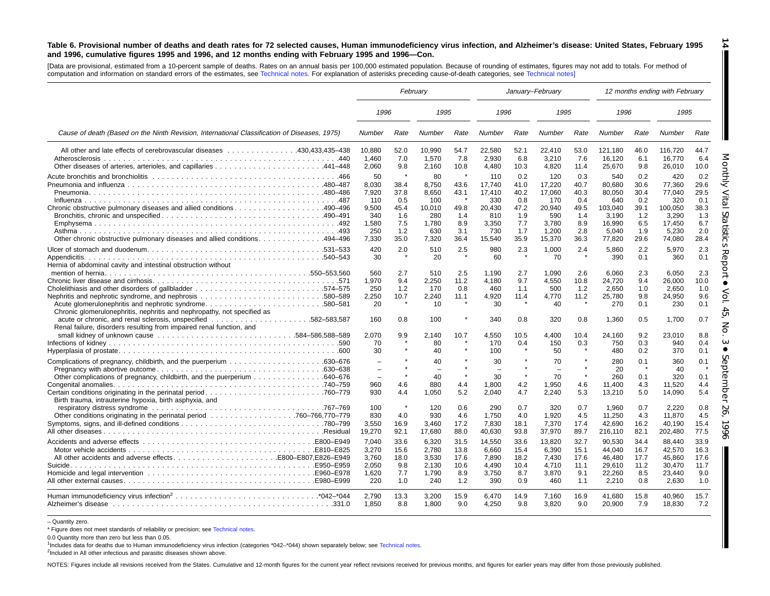**Table 6. Provisional number of deaths and death rates for 72 selected causes, Human immunodeficiency virus infection, and Alzheimer's disease: United States, February 1995 and 1996, cumulative figures 1995 and 1996, and 12 months ending with February 1995 and 1996—Con.**

[Data are provisional, estimated from a 10-percent sample of deaths. Rates on an annual basis per 100,000 estimated population. Because of rounding of estimates, figures may not add to totals. For method of computation and information on standard errors of the estimates, see Technical notes. For explanation of asterisks preceding cause-of-death categories, see Technical notes]

| Cause of death (Based on the Ninth Revision, International Classification of Diseases, 1975) | February | | | | January–February | | | | 12 months ending with February | | | |
|---|---|---|---|---|---|---|---|---|---|---|---|---|
| | 1996 | | 1995 | | 1996 | | 1995 | | 1996 | | 1995 | |
| | Number | Rate | Number | Rate | Number | Rate | Number | Rate | Number | Rate | Number | Rate |
| All other and late effects of cerebrovascular diseases . . . 430,433,435–438 | 10,880 | 52.0 | 10,990 | 54.7 | 22,580 | 52.1 | 22,410 | 53.0 | 121,180 | 46.0 | 116,720 | 44.7 |
| Atherosclerosis . . . 440 | 1,460 | 7.0 | 1,570 | 7.8 | 2,930 | 6.8 | 3,210 | 7.6 | 16,120 | 6.1 | 16,770 | 6.4 |
| Other diseases of arteries, arterioles, and capillaries . . . 441–448 | 2,060 | 9.8 | 2,160 | 10.8 | 4,480 | 10.3 | 4,820 | 11.4 | 25,670 | 9.8 | 26,010 | 10.0 |
| Acute bronchitis and bronchiolitis . . . 466 | 50 | * | 80 | * | 110 | 0.2 | 120 | 0.3 | 540 | 0.2 | 420 | 0.2 |
| Pneumonia and influenza . . . 480–487 | 8,030 | 38.4 | 8,750 | 43.6 | 17,740 | 41.0 | 17,220 | 40.7 | 80,680 | 30.6 | 77,360 | 29.6 |
| Pneumonia . . . 480–486 | 7,920 | 37.8 | 8,650 | 43.1 | 17,410 | 40.2 | 17,060 | 40.3 | 80,050 | 30.4 | 77,040 | 29.5 |
| Influenza . . . 487 | 110 | 0.5 | 100 | * | 330 | 0.8 | 170 | 0.4 | 640 | 0.2 | 320 | 0.1 |
| Chronic obstructive pulmonary diseases and allied conditions . . . 490–496 | 9,500 | 45.4 | 10,010 | 49.8 | 20,430 | 47.2 | 20,940 | 49.5 | 103,040 | 39.1 | 100,050 | 38.3 |
| Bronchitis, chronic and unspecified . . . 490–491 | 340 | 1.6 | 280 | 1.4 | 810 | 1.9 | 590 | 1.4 | 3,190 | 1.2 | 3,290 | 1.3 |
| Emphysema . . . 492 | 1,580 | 7.5 | 1,780 | 8.9 | 3,350 | 7.7 | 3,780 | 8.9 | 16,990 | 6.5 | 17,450 | 6.7 |
| Asthma . . . 493 | 250 | 1.2 | 630 | 3.1 | 730 | 1.7 | 1,200 | 2.8 | 5,040 | 1.9 | 5,230 | 2.0 |
| Other chronic obstructive pulmonary diseases and allied conditions . . . 494–496 | 7,330 | 35.0 | 7,320 | 36.4 | 15,540 | 35.9 | 15,370 | 36.3 | 77,820 | 29.6 | 74,080 | 28.4 |
| Ulcer of stomach and duodenum . . . 531–533 | 420 | 2.0 | 510 | 2.5 | 980 | 2.3 | 1,000 | 2.4 | 5,860 | 2.2 | 5,970 | 2.3 |
| Appendicitis . . . 540–543 | 30 | * | 20 | * | 60 | * | 70 | * | 390 | 0.1 | 360 | 0.1 |
| Hernia of abdominal cavity and intestinal obstruction without mention of hernia . . . 550–553,560 | 560 | 2.7 | 510 | 2.5 | 1,190 | 2.7 | 1,090 | 2.6 | 6,060 | 2.3 | 6,050 | 2.3 |
| Chronic liver disease and cirrhosis . . . 571 | 1,970 | 9.4 | 2,250 | 11.2 | 4,180 | 9.7 | 4,550 | 10.8 | 24,720 | 9.4 | 26,000 | 10.0 |
| Cholelithiasis and other disorders of gallbladder . . . 574–575 | 250 | 1.2 | 170 | 0.8 | 460 | 1.1 | 500 | 1.2 | 2,650 | 1.0 | 2,650 | 1.0 |
| Nephritis and nephrotic syndrome, and nephrosis . . . 580–589 | 2,250 | 10.7 | 2,240 | 11.1 | 4,920 | 11.4 | 4,770 | 11.2 | 25,780 | 9.8 | 24,950 | 9.6 |
| Acute glomerulonephritis and nephrotic syndrome . . . 580–581 | 20 | * | 10 | * | 30 | * | 40 | * | 270 | 0.1 | 230 | 0.1 |
| Chronic glomerulonephritis, nephritis and nephropathy, not specified as acute or chronic, and renal sclerosis, unspecified . . . 582–583,587 | 160 | 0.8 | 100 | * | 340 | 0.8 | 320 | 0.8 | 1,360 | 0.5 | 1,700 | 0.7 |
| Renal failure, disorders resulting from impaired renal function, and small kidney of unknown cause . . . 584–586,588–589 | 2,070 | 9.9 | 2,140 | 10.7 | 4,550 | 10.5 | 4,400 | 10.4 | 24,160 | 9.2 | 23,010 | 8.8 |
| Infections of kidney . . . 590 | 70 | * | 80 | * | 170 | 0.4 | 150 | 0.3 | 750 | 0.3 | 940 | 0.4 |
| Hyperplasia of prostate . . . 600 | 30 | * | 40 | * | 100 | * | 50 | * | 480 | 0.2 | 370 | 0.1 |
| Complications of pregnancy, childbirth, and the puerperium . . . 630–676 | – | * | 40 | * | 30 | * | 70 | * | 280 | 0.1 | 360 | 0.1 |
| Pregnancy with abortive outcome . . . 630–638 | – | * | – | * | – | * | – | * | 20 | * | 40 | * |
| Other complications of pregnancy, childbirth, and the puerperium . . . 640–676 | – | * | 40 | * | 30 | * | 70 | * | 260 | 0.1 | 320 | 0.1 |
| Congenital anomalies . . . 740–759 | 960 | 4.6 | 880 | 4.4 | 1,800 | 4.2 | 1,950 | 4.6 | 11,400 | 4.3 | 11,520 | 4.4 |
| Certain conditions originating in the perinatal period . . . 760–779 | 930 | 4.4 | 1,050 | 5.2 | 2,040 | 4.7 | 2,240 | 5.3 | 13,210 | 5.0 | 14,090 | 5.4 |
| Birth trauma, intrauterine hypoxia, birth asphyxia, and respiratory distress syndrome . . . 767–769 | 100 | * | 120 | 0.6 | 290 | 0.7 | 320 | 0.7 | 1,960 | 0.7 | 2,220 | 0.8 |
| Other conditions originating in the perinatal period . . . 760–766,770–779 | 830 | 4.0 | 930 | 4.6 | 1,750 | 4.0 | 1,920 | 4.5 | 11,250 | 4.3 | 11,870 | 4.5 |
| Symptoms, signs, and ill-defined conditions . . . 780–799 | 3,550 | 16.9 | 3,460 | 17.2 | 7,830 | 18.1 | 7,370 | 17.4 | 42,690 | 16.2 | 40,190 | 15.4 |
| All other diseases . . . Residual | 19,270 | 92.1 | 17,680 | 88.0 | 40,630 | 93.8 | 37,970 | 89.7 | 216,110 | 82.1 | 202,480 | 77.5 |
| Accidents and adverse effects . . . E800–E949 | 7,040 | 33.6 | 6,320 | 31.5 | 14,550 | 33.6 | 13,820 | 32.7 | 90,530 | 34.4 | 88,440 | 33.9 |
| Motor vehicle accidents . . . E810–E825 | 3,270 | 15.6 | 2,780 | 13.8 | 6,660 | 15.4 | 6,390 | 15.1 | 44,040 | 16.7 | 42,570 | 16.3 |
| All other accidents and adverse effects . . . E800–E807,E826–E949 | 3,760 | 18.0 | 3,530 | 17.6 | 7,890 | 18.2 | 7,430 | 17.6 | 46,480 | 17.7 | 45,860 | 17.6 |
| Suicide . . . E950–E959 | 2,050 | 9.8 | 2,130 | 10.6 | 4,490 | 10.4 | 4,710 | 11.1 | 29,610 | 11.2 | 30,470 | 11.7 |
| Homicide and legal intervention . . . E960–E978 | 1,620 | 7.7 | 1,790 | 8.9 | 3,750 | 8.7 | 3,870 | 9.1 | 22,260 | 8.5 | 23,440 | 9.0 |
| All other external causes . . . E980–E999 | 220 | 1.0 | 240 | 1.2 | 390 | 0.9 | 460 | 1.1 | 2,210 | 0.8 | 2,630 | 1.0 |
| Human immunodeficiency virus infection[2] . . . *042–*044 | 2,790 | 13.3 | 3,200 | 15.9 | 6,470 | 14.9 | 7,160 | 16.9 | 41,680 | 15.8 | 40,960 | 15.7 |
| Alzheimer's disease . . . 331.0 | 1,850 | 8.8 | 1,800 | 9.0 | 4,250 | 9.8 | 3,820 | 9.0 | 20,900 | 7.9 | 18,830 | 7.2 |

– Quantity zero.

* Figure does not meet standards of reliability or precision; see Technical notes.

0.0 Quantity more than zero but less than 0.05.

[1]Includes data for deaths due to Human immunodeficiency virus infection (categories *042–*044) shown separately below; see Technical notes.

[2]Included in All other infectious and parasitic diseases shown above.

NOTES: Figures include all revisions received from the States. Cumulative and 12-month figures for the current year reflect revisions received for previous months, and figures for earlier years may differ from those previously published.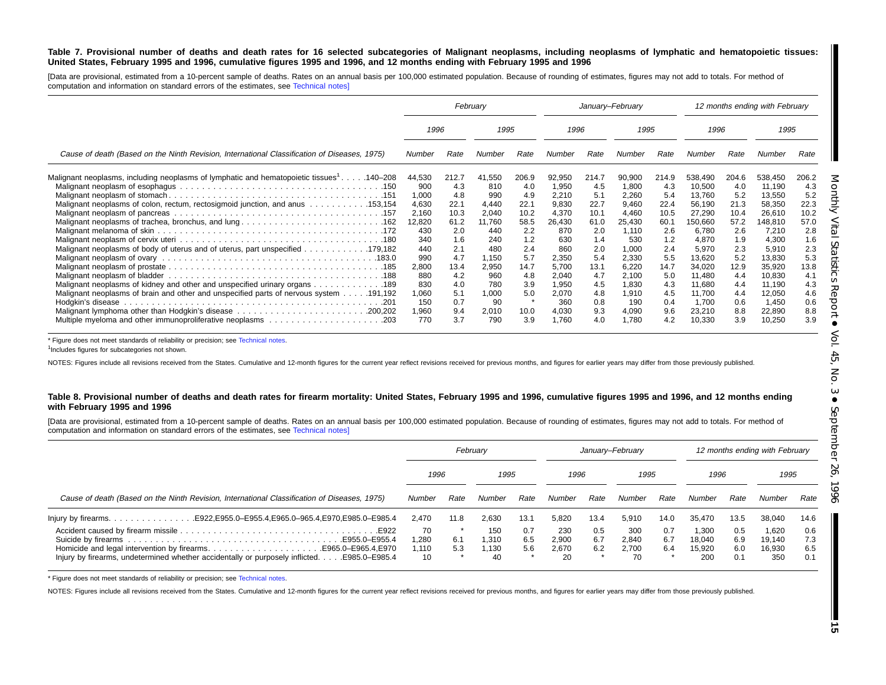**Table 7. Provisional number of deaths and death rates for 16 selected subcategories of Malignant neoplasms, including neoplasms of lymphatic and hematopoietic tissues: United States, February 1995 and 1996, cumulative figures 1995 and 1996, and 12 months ending with February 1995 and 1996**

[Data are provisional, estimated from a 10-percent sample of deaths. Rates on an annual basis per 100,000 estimated population. Because of rounding of estimates, figures may not add to totals. For method of computation and information on standard errors of the estimates, see Technical notes]

| Cause of death (Based on the Ninth Revision, International Classification of Diseases, 1975) | February | | | | January–February | | | | 12 months ending with February | | | |
|---|---|---|---|---|---|---|---|---|---|---|---|---|
| | 1996 | | 1995 | | 1996 | | 1995 | | 1996 | | 1995 | |
| | Number | Rate | Number | Rate | Number | Rate | Number | Rate | Number | Rate | Number | Rate |
| Malignant neoplasms, including neoplasms of lymphatic and hematopoietic tissues[1] . . . . .140–208 | 44,530 | 212.7 | 41,550 | 206.9 | 92,950 | 214.7 | 90,900 | 214.9 | 538,490 | 204.6 | 538,450 | 206.2 |
| Malignant neoplasm of esophagus . . . . .150 | 900 | 4.3 | 810 | 4.0 | 1,950 | 4.5 | 1,800 | 4.3 | 10,500 | 4.0 | 11,190 | 4.3 |
| Malignant neoplasm of stomach . . . . .151 | 1,000 | 4.8 | 990 | 4.9 | 2,210 | 5.1 | 2,260 | 5.4 | 13,760 | 5.2 | 13,550 | 5.2 |
| Malignant neoplasms of colon, rectum, rectosigmoid junction, and anus . . . . .153,154 | 4,630 | 22.1 | 4,440 | 22.1 | 9,830 | 22.7 | 9,460 | 22.4 | 56,190 | 21.3 | 58,350 | 22.3 |
| Malignant neoplasm of pancreas . . . . .157 | 2,160 | 10.3 | 2,040 | 10.2 | 4,370 | 10.1 | 4,460 | 10.5 | 27,290 | 10.4 | 26,610 | 10.2 |
| Malignant neoplasms of trachea, bronchus, and lung . . . . .162 | 12,820 | 61.2 | 11,760 | 58.5 | 26,430 | 61.0 | 25,430 | 60.1 | 150,660 | 57.2 | 148,810 | 57.0 |
| Malignant melanoma of skin . . . . .172 | 430 | 2.0 | 440 | 2.2 | 870 | 2.0 | 1,110 | 2.6 | 6,780 | 2.6 | 7,210 | 2.8 |
| Malignant neoplasm of cervix uteri . . . . .180 | 340 | 1.6 | 240 | 1.2 | 630 | 1.4 | 530 | 1.2 | 4,870 | 1.9 | 4,300 | 1.6 |
| Malignant neoplasms of body of uterus and of uterus, part unspecified . . . . .179,182 | 440 | 2.1 | 480 | 2.4 | 860 | 2.0 | 1,000 | 2.4 | 5,970 | 2.3 | 5,910 | 2.3 |
| Malignant neoplasm of ovary . . . . .183.0 | 990 | 4.7 | 1,150 | 5.7 | 2,350 | 5.4 | 2,330 | 5.5 | 13,620 | 5.2 | 13,830 | 5.3 |
| Malignant neoplasm of prostate . . . . .185 | 2,800 | 13.4 | 2,950 | 14.7 | 5,700 | 13.1 | 6,220 | 14.7 | 34,020 | 12.9 | 35,920 | 13.8 |
| Malignant neoplasm of bladder . . . . .188 | 880 | 4.2 | 960 | 4.8 | 2,040 | 4.7 | 2,100 | 5.0 | 11,480 | 4.4 | 10,830 | 4.1 |
| Malignant neoplasms of kidney and other and unspecified urinary organs . . . . .189 | 830 | 4.0 | 780 | 3.9 | 1,950 | 4.5 | 1,830 | 4.3 | 11,680 | 4.4 | 11,190 | 4.3 |
| Malignant neoplasms of brain and other and unspecified parts of nervous system . . . . .191,192 | 1,060 | 5.1 | 1,000 | 5.0 | 2,070 | 4.8 | 1,910 | 4.5 | 11,700 | 4.4 | 12,050 | 4.6 |
| Hodgkin's disease . . . . .201 | 150 | 0.7 | 90 | * | 360 | 0.8 | 190 | 0.4 | 1,700 | 0.6 | 1,450 | 0.6 |
| Malignant lymphoma other than Hodgkin's disease . . . . .200,202 | 1,960 | 9.4 | 2,010 | 10.0 | 4,030 | 9.3 | 4,090 | 9.6 | 23,210 | 8.8 | 22,890 | 8.8 |
| Multiple myeloma and other immunoproliferative neoplasms . . . . .203 | 770 | 3.7 | 790 | 3.9 | 1,760 | 4.0 | 1,780 | 4.2 | 10,330 | 3.9 | 10,250 | 3.9 |

\* Figure does not meet standards of reliability or precision; see Technical notes.

[1]Includes figures for subcategories not shown.

NOTES: Figures include all revisions received from the States. Cumulative and 12-month figures for the current year reflect revisions received for previous months, and figures for earlier years may differ from those previously published.

**Table 8. Provisional number of deaths and death rates for firearm mortality: United States, February 1995 and 1996, cumulative figures 1995 and 1996, and 12 months ending with February 1995 and 1996**

[Data are provisional, estimated from a 10-percent sample of deaths. Rates on an annual basis per 100,000 estimated population. Because of rounding of estimates, figures may not add to totals. For method of computation and information on standard errors of the estimates, see Technical notes]

| Cause of death (Based on the Ninth Revision, International Classification of Diseases, 1975) | February | | | | January–February | | | | 12 months ending with February | | | |
|---|---|---|---|---|---|---|---|---|---|---|---|---|
| | 1996 | | 1995 | | 1996 | | 1995 | | 1996 | | 1995 | |
| | Number | Rate | Number | Rate | Number | Rate | Number | Rate | Number | Rate | Number | Rate |
| Injury by firearms. . . . . .E922,E955.0–E955.4,E965.0–965.4,E970,E985.0–E985.4 | 2,470 | 11.8 | 2,630 | 13.1 | 5,820 | 13.4 | 5,910 | 14.0 | 35,470 | 13.5 | 38,040 | 14.6 |
| Accident caused by firearm missile . . . . .E922 | 70 | * | 150 | 0.7 | 230 | 0.5 | 300 | 0.7 | 1,300 | 0.5 | 1,620 | 0.6 |
| Suicide by firearms . . . . .E955.0–E955.4 | 1,280 | 6.1 | 1,310 | 6.5 | 2,900 | 6.7 | 2,840 | 6.7 | 18,040 | 6.9 | 19,140 | 7.3 |
| Homicide and legal intervention by firearms. . . . . .E965.0–E965.4,E970 | 1,110 | 5.3 | 1,130 | 5.6 | 2,670 | 6.2 | 2,700 | 6.4 | 15,920 | 6.0 | 16,930 | 6.5 |
| Injury by firearms, undetermined whether accidentally or purposely inflicted. . . . .E985.0–E985.4 | 10 | * | 40 | * | 20 | * | 70 | * | 200 | 0.1 | 350 | 0.1 |

\* Figure does not meet standards of reliability or precision; see Technical notes.

NOTES: Figures include all revisions received from the States. Cumulative and 12-month figures for the current year reflect revisions received for previous months, and figures for earlier years may differ from those previously published.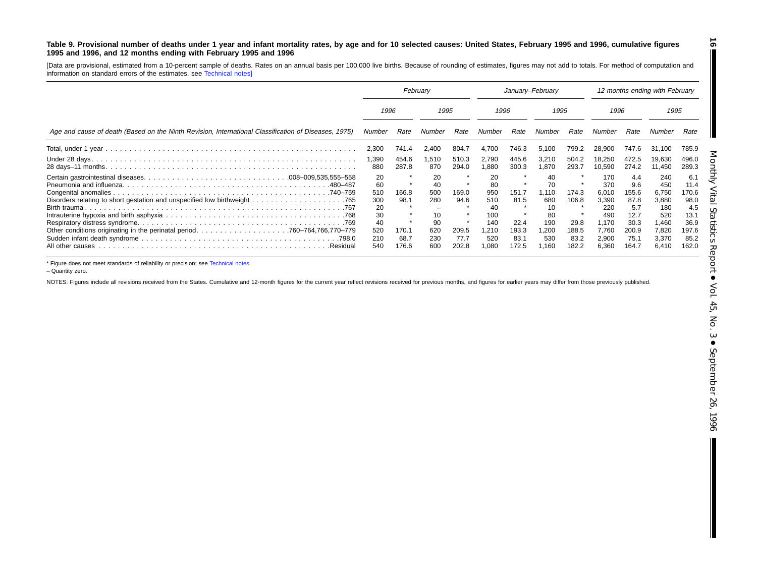**Table 9. Provisional number of deaths under 1 year and infant mortality rates, by age and for 10 selected causes: United States, February 1995 and 1996, cumulative figures 1995 and 1996, and 12 months ending with February 1995 and 1996**

[Data are provisional, estimated from a 10-percent sample of deaths. Rates on an annual basis per 100,000 live births. Because of rounding of estimates, figures may not add to totals. For method of computation and information on standard errors of the estimates, see Technical notes]

| Age and cause of death (Based on the Ninth Revision, International Classification of Diseases, 1975) | February | | | | January–February | | | | 12 months ending with February | | | |
|---|---|---|---|---|---|---|---|---|---|---|---|---|
| | 1996 | | 1995 | | 1996 | | 1995 | | 1996 | | 1995 | |
| | Number | Rate | Number | Rate | Number | Rate | Number | Rate | Number | Rate | Number | Rate |
| Total, under 1 year | 2,300 | 741.4 | 2,400 | 804.7 | 4,700 | 746.3 | 5,100 | 799.2 | 28,900 | 747.6 | 31,100 | 785.9 |
| Under 28 days | 1,390 | 454.6 | 1,510 | 510.3 | 2,790 | 445.6 | 3,210 | 504.2 | 18,250 | 472.5 | 19,630 | 496.0 |
| 28 days–11 months | 880 | 287.8 | 870 | 294.0 | 1,880 | 300.3 | 1,870 | 293.7 | 10,590 | 274.2 | 11,450 | 289.3 |
| Certain gastrointestinal diseases .008–009,535,555–558 | 20 | * | 20 | * | 20 | * | 40 | * | 170 | 4.4 | 240 | 6.1 |
| Pneumonia and influenza .480–487 | 60 | * | 40 | * | 80 | * | 70 | * | 370 | 9.6 | 450 | 11.4 |
| Congenital anomalies .740–759 | 510 | 166.8 | 500 | 169.0 | 950 | 151.7 | 1,110 | 174.3 | 6,010 | 155.6 | 6,750 | 170.6 |
| Disorders relating to short gestation and unspecified low birthweight .765 | 300 | 98.1 | 280 | 94.6 | 510 | 81.5 | 680 | 106.8 | 3,390 | 87.8 | 3,880 | 98.0 |
| Birth trauma .767 | 20 | * | – | * | 40 | * | 10 | * | 220 | 5.7 | 180 | 4.5 |
| Intrauterine hypoxia and birth asphyxia .768 | 30 | * | 10 | * | 100 | * | 80 | * | 490 | 12.7 | 520 | 13.1 |
| Respiratory distress syndrome .769 | 40 | * | 90 | * | 140 | 22.4 | 190 | 29.8 | 1,170 | 30.3 | 1,460 | 36.9 |
| Other conditions originating in the perinatal period .760–764,766,770–779 | 520 | 170.1 | 620 | 209.5 | 1,210 | 193.3 | 1,200 | 188.5 | 7,760 | 200.9 | 7,820 | 197.6 |
| Sudden infant death syndrome .798.0 | 210 | 68.7 | 230 | 77.7 | 520 | 83.1 | 530 | 83.2 | 2,900 | 75.1 | 3,370 | 85.2 |
| All other causes .Residual | 540 | 176.6 | 600 | 202.8 | 1,080 | 172.5 | 1,160 | 182.2 | 6,360 | 164.7 | 6,410 | 162.0 |

* Figure does not meet standards of reliability or precision; see Technical notes.

– Quantity zero.

NOTES: Figures include all revisions received from the States. Cumulative and 12-month figures for the current year reflect revisions received for previous months, and figures for earlier years may differ from those previously published.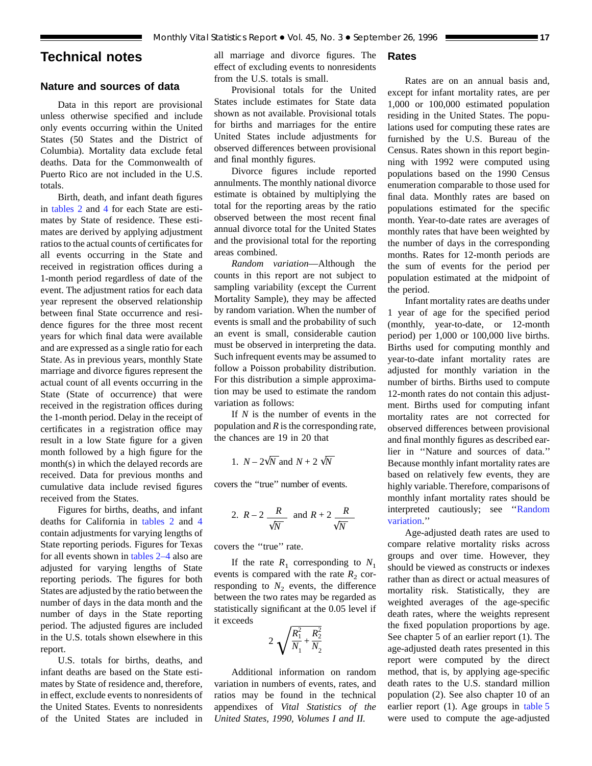# Technical notes

## Nature and sources of data

Data in this report are provisional unless otherwise specified and include only events occurring within the United States (50 States and the District of Columbia). Mortality data exclude fetal deaths. Data for the Commonwealth of Puerto Rico are not included in the U.S. totals.

Birth, death, and infant death figures in tables 2 and 4 for each State are estimates by State of residence. These estimates are derived by applying adjustment ratios to the actual counts of certificates for all events occurring in the State and received in registration offices during a 1-month period regardless of date of the event. The adjustment ratios for each data year represent the observed relationship between final State occurrence and residence figures for the three most recent years for which final data were available and are expressed as a single ratio for each State. As in previous years, monthly State marriage and divorce figures represent the actual count of all events occurring in the State (State of occurrence) that were received in the registration offices during the 1-month period. Delay in the receipt of certificates in a registration office may result in a low State figure for a given month followed by a high figure for the month(s) in which the delayed records are received. Data for previous months and cumulative data include revised figures received from the States.

Figures for births, deaths, and infant deaths for California in tables 2 and 4 contain adjustments for varying lengths of State reporting periods. Figures for Texas for all events shown in tables 2–4 also are adjusted for varying lengths of State reporting periods. The figures for both States are adjusted by the ratio between the number of days in the data month and the number of days in the State reporting period. The adjusted figures are included in the U.S. totals shown elsewhere in this report.

U.S. totals for births, deaths, and infant deaths are based on the State estimates by State of residence and, therefore, in effect, exclude events to nonresidents of the United States. Events to nonresidents of the United States are included in all marriage and divorce figures. The effect of excluding events to nonresidents from the U.S. totals is small.

Provisional totals for the United States include estimates for State data shown as not available. Provisional totals for births and marriages for the entire United States include adjustments for observed differences between provisional and final monthly figures.

Divorce figures include reported annulments. The monthly national divorce estimate is obtained by multiplying the total for the reporting areas by the ratio observed between the most recent final annual divorce total for the United States and the provisional total for the reporting areas combined.

*Random variation*—Although the counts in this report are not subject to sampling variability (except the Current Mortality Sample), they may be affected by random variation. When the number of events is small and the probability of such an event is small, considerable caution must be observed in interpreting the data. Such infrequent events may be assumed to follow a Poisson probability distribution. For this distribution a simple approximation may be used to estimate the random variation as follows:

If $N$ is the number of events in the population and $R$ is the corresponding rate, the chances are 19 in 20 that

1. $N - 2\sqrt{N}$ and $N + 2\sqrt{N}$

covers the "true" number of events.

2. $R - 2\dfrac{R}{\sqrt{N}}$ and $R + 2\dfrac{R}{\sqrt{N}}$

covers the "true" rate.

If the rate $R_1$ corresponding to $N_1$ events is compared with the rate $R_2$ corresponding to $N_2$ events, the difference between the two rates may be regarded as statistically significant at the 0.05 level if it exceeds

$$2\sqrt{\frac{R_1^2}{N_1} + \frac{R_2^2}{N_2}}$$

Additional information on random variation in numbers of events, rates, and ratios may be found in the technical appendixes of *Vital Statistics of the United States, 1990, Volumes I and II.*

## Rates

Rates are on an annual basis and, except for infant mortality rates, are per 1,000 or 100,000 estimated population residing in the United States. The populations used for computing these rates are furnished by the U.S. Bureau of the Census. Rates shown in this report beginning with 1992 were computed using populations based on the 1990 Census enumeration comparable to those used for final data. Monthly rates are based on populations estimated for the specific month. Year-to-date rates are averages of monthly rates that have been weighted by the number of days in the corresponding months. Rates for 12-month periods are the sum of events for the period per population estimated at the midpoint of the period.

Infant mortality rates are deaths under 1 year of age for the specified period (monthly, year-to-date, or 12-month period) per 1,000 or 100,000 live births. Births used for computing monthly and year-to-date infant mortality rates are adjusted for monthly variation in the number of births. Births used to compute 12-month rates do not contain this adjustment. Births used for computing infant mortality rates are not corrected for observed differences between provisional and final monthly figures as described earlier in "Nature and sources of data." Because monthly infant mortality rates are based on relatively few events, they are highly variable. Therefore, comparisons of monthly infant mortality rates should be interpreted cautiously; see "Random variation."

Age-adjusted death rates are used to compare relative mortality risks across groups and over time. However, they should be viewed as constructs or indexes rather than as direct or actual measures of mortality risk. Statistically, they are weighted averages of the age-specific death rates, where the weights represent the fixed population proportions by age. See chapter 5 of an earlier report (1). The age-adjusted death rates presented in this report were computed by the direct method, that is, by applying age-specific death rates to the U.S. standard million population (2). See also chapter 10 of an earlier report (1). Age groups in table 5 were used to compute the age-adjusted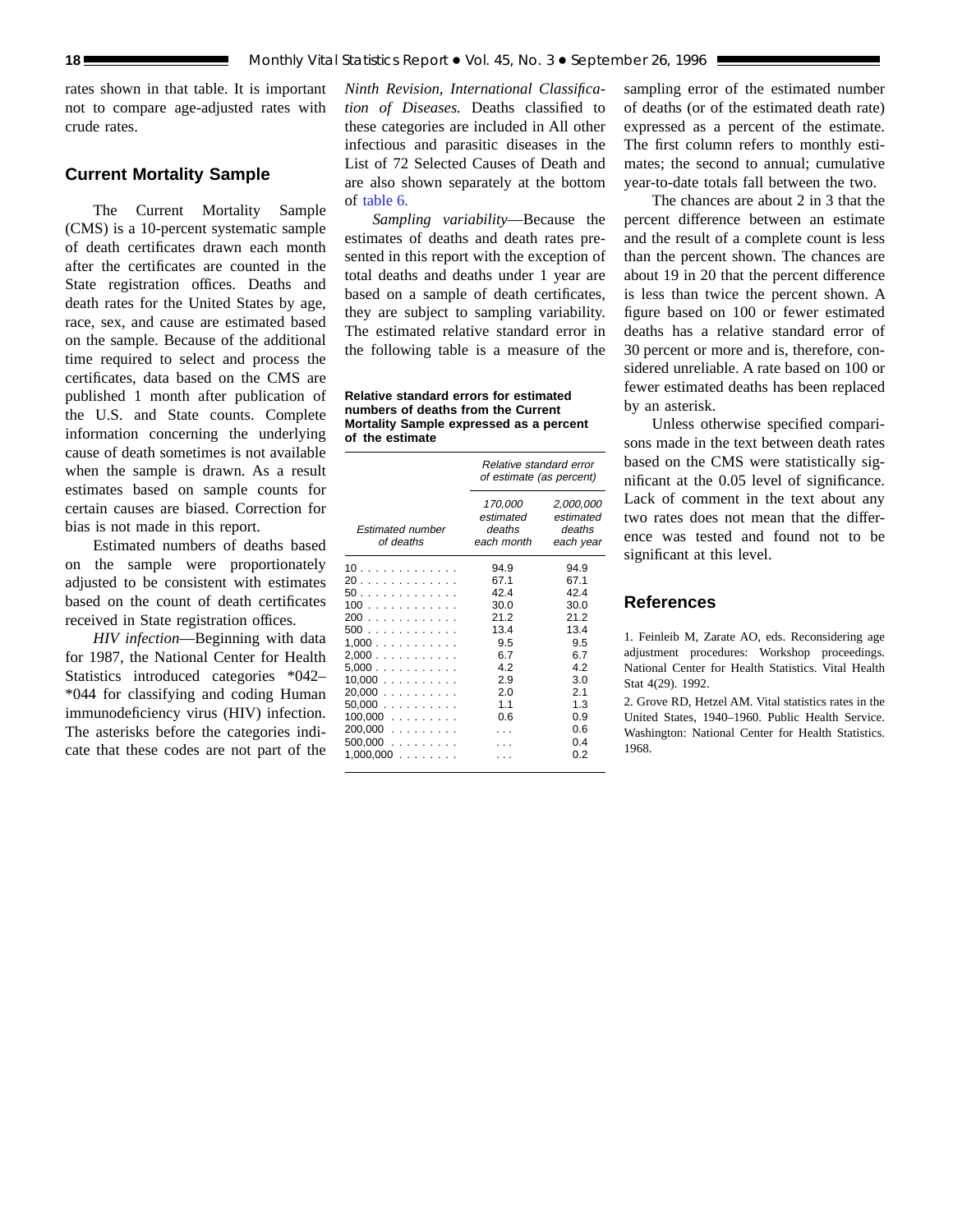rates shown in that table. It is important not to compare age-adjusted rates with crude rates.

## Current Mortality Sample

The Current Mortality Sample (CMS) is a 10-percent systematic sample of death certificates drawn each month after the certificates are counted in the State registration offices. Deaths and death rates for the United States by age, race, sex, and cause are estimated based on the sample. Because of the additional time required to select and process the certificates, data based on the CMS are published 1 month after publication of the U.S. and State counts. Complete information concerning the underlying cause of death sometimes is not available when the sample is drawn. As a result estimates based on sample counts for certain causes are biased. Correction for bias is not made in this report.

Estimated numbers of deaths based on the sample were proportionately adjusted to be consistent with estimates based on the count of death certificates received in State registration offices.

*HIV infection*—Beginning with data for 1987, the National Center for Health Statistics introduced categories *042–*044 for classifying and coding Human immunodeficiency virus (HIV) infection. The asterisks before the categories indicate that these codes are not part of the *Ninth Revision, International Classification of Diseases.* Deaths classified to these categories are included in All other infectious and parasitic diseases in the List of 72 Selected Causes of Death and are also shown separately at the bottom of table 6.

*Sampling variability*—Because the estimates of deaths and death rates presented in this report with the exception of total deaths and deaths under 1 year are based on a sample of death certificates, they are subject to sampling variability. The estimated relative standard error in the following table is a measure of the sampling error of the estimated number of deaths (or of the estimated death rate) expressed as a percent of the estimate. The first column refers to monthly estimates; the second to annual; cumulative year-to-date totals fall between the two.

**Relative standard errors for estimated numbers of deaths from the Current Mortality Sample expressed as a percent of the estimate**

| *Estimated number of deaths* | *Relative standard error of estimate (as percent)* | |
|---|---|---|
| | *170,000 estimated deaths each month* | *2,000,000 estimated deaths each year* |
| 10 | 94.9 | 94.9 |
| 20 | 67.1 | 67.1 |
| 50 | 42.4 | 42.4 |
| 100 | 30.0 | 30.0 |
| 200 | 21.2 | 21.2 |
| 500 | 13.4 | 13.4 |
| 1,000 | 9.5 | 9.5 |
| 2,000 | 6.7 | 6.7 |
| 5,000 | 4.2 | 4.2 |
| 10,000 | 2.9 | 3.0 |
| 20,000 | 2.0 | 2.1 |
| 50,000 | 1.1 | 1.3 |
| 100,000 | 0.6 | 0.9 |
| 200,000 | . . . | 0.6 |
| 500,000 | . . . | 0.4 |
| 1,000,000 | . . . | 0.2 |

The chances are about 2 in 3 that the percent difference between an estimate and the result of a complete count is less than the percent shown. The chances are about 19 in 20 that the percent difference is less than twice the percent shown. A figure based on 100 or fewer estimated deaths has a relative standard error of 30 percent or more and is, therefore, considered unreliable. A rate based on 100 or fewer estimated deaths has been replaced by an asterisk.

Unless otherwise specified comparisons made in the text between death rates based on the CMS were statistically significant at the 0.05 level of significance. Lack of comment in the text about any two rates does not mean that the difference was tested and found not to be significant at this level.

## References

1. Feinleib M, Zarate AO, eds. Reconsidering age adjustment procedures: Workshop proceedings. National Center for Health Statistics. Vital Health Stat 4(29). 1992.

2. Grove RD, Hetzel AM. Vital statistics rates in the United States, 1940–1960. Public Health Service. Washington: National Center for Health Statistics. 1968.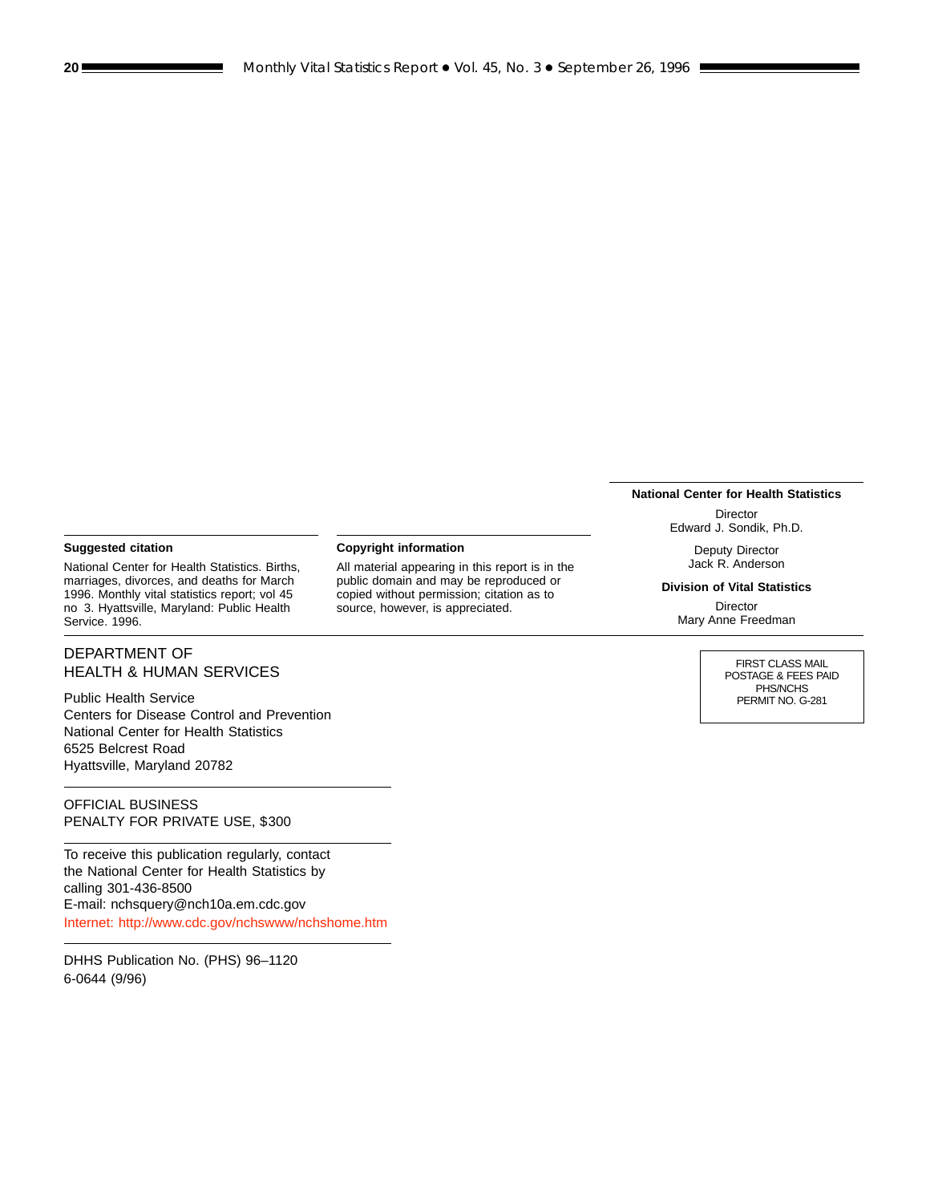**National Center for Health Statistics**

Director
Edward J. Sondik, Ph.D.

Deputy Director
Jack R. Anderson

**Division of Vital Statistics**

Director
Mary Anne Freedman

**Suggested citation**

National Center for Health Statistics. Births, marriages, divorces, and deaths for March 1996. Monthly vital statistics report; vol 45 no 3. Hyattsville, Maryland: Public Health Service. 1996.

**Copyright information**

All material appearing in this report is in the public domain and may be reproduced or copied without permission; citation as to source, however, is appreciated.

DEPARTMENT OF
HEALTH & HUMAN SERVICES

Public Health Service
Centers for Disease Control and Prevention
National Center for Health Statistics
6525 Belcrest Road
Hyattsville, Maryland 20782

FIRST CLASS MAIL
POSTAGE & FEES PAID
PHS/NCHS
PERMIT NO. G-281

OFFICIAL BUSINESS
PENALTY FOR PRIVATE USE, $300

To receive this publication regularly, contact the National Center for Health Statistics by calling 301-436-8500
E-mail: nchsquery@nch10a.em.cdc.gov
Internet: http://www.cdc.gov/nchswww/nchshome.htm

DHHS Publication No. (PHS) 96–1120
6-0644 (9/96)